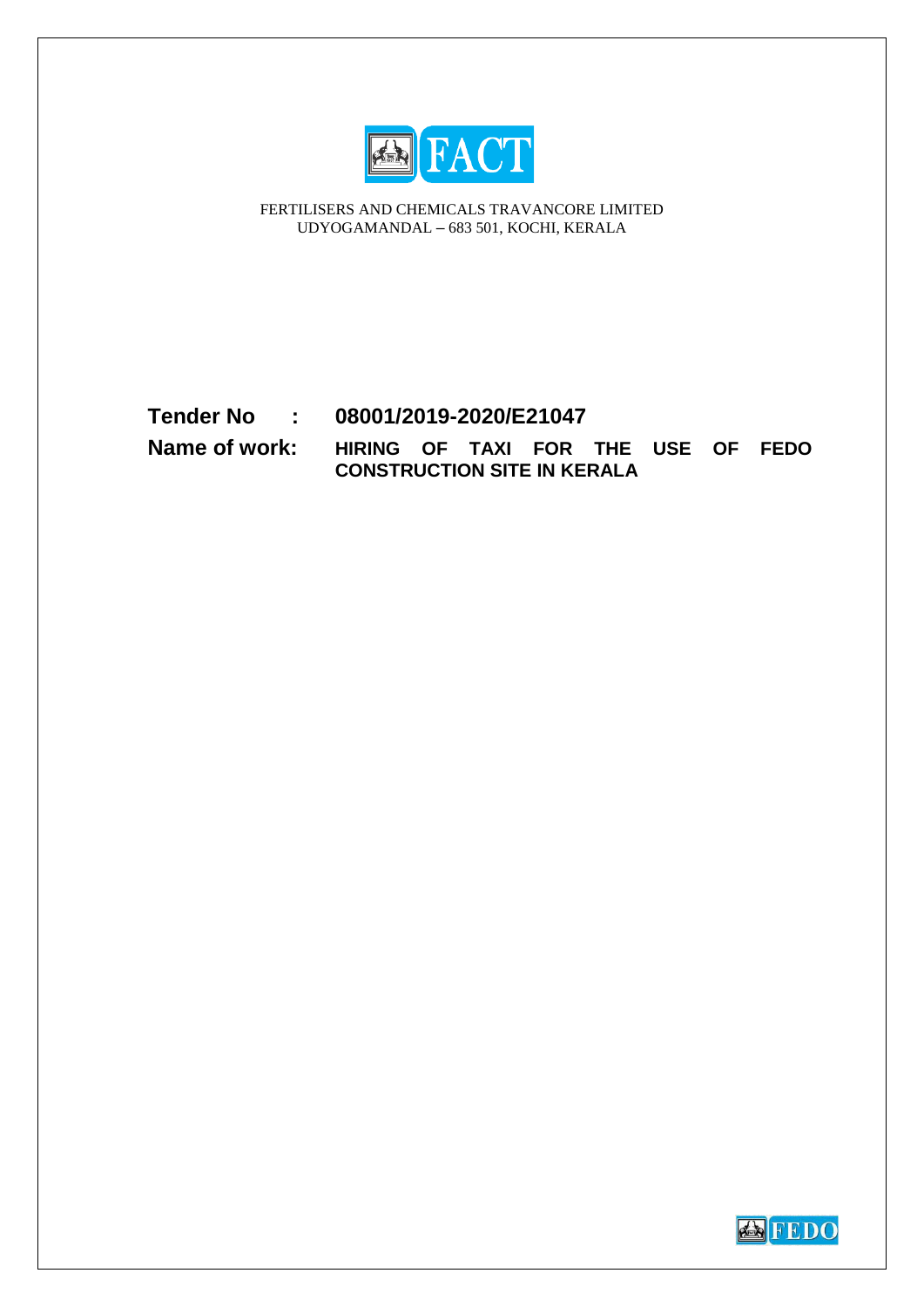FACT

FERTILISERS AND CHEMICALS TRAVANCORE LIMITED
UDYOGAMANDAL – 683 501, KOCHI, KERALA

**Tender No : 08001/2019-2020/E21047**

**Name of work: HIRING OF TAXI FOR THE USE OF FEDO CONSTRUCTION SITE IN KERALA**

FEDO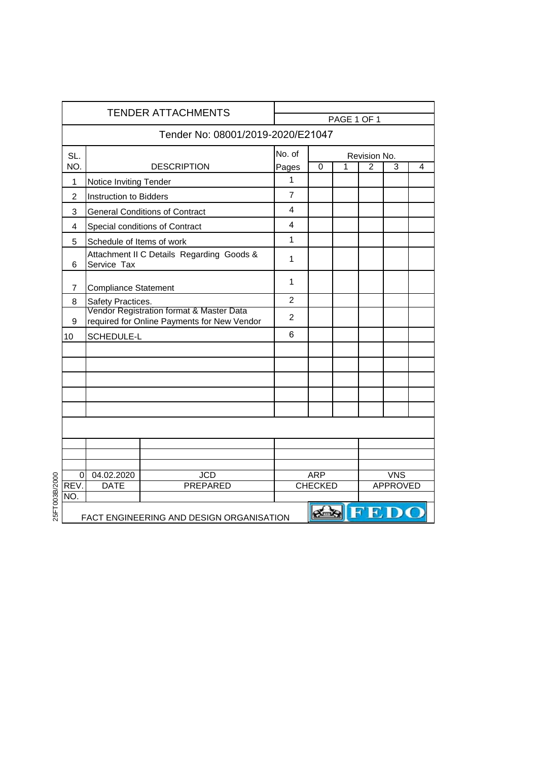# TENDER ATTACHMENTS

## Tender No: 08001/2019-2020/E21047

| SL. NO. | DESCRIPTION | No. of Pages | Revision No. 0 | 1 | 2 | 3 | 4 |
|---|---|---|---|---|---|---|---|
| 1 | Notice Inviting Tender | 1 | | | | | |
| 2 | Instruction to Bidders | 7 | | | | | |
| 3 | General Conditions of Contract | 4 | | | | | |
| 4 | Special conditions of Contract | 4 | | | | | |
| 5 | Schedule of Items of work | 1 | | | | | |
| 6 | Attachment II C Details Regarding Goods & Service Tax | 1 | | | | | |
| 7 | Compliance Statement | 1 | | | | | |
| 8 | Safety Practices. | 2 | | | | | |
| 9 | Vendor Registration format & Master Data required for Online Payments for New Vendor | 2 | | | | | |
| 10 | SCHEDULE-L | 6 | | | | | |

| REV. NO. | DATE | PREPARED | CHECKED | APPROVED |
|---|---|---|---|---|
| 0 | 04.02.2020 | JCD | ARP | VNS |

FACT ENGINEERING AND DESIGN ORGANISATION

FEDO

25FT003B/2000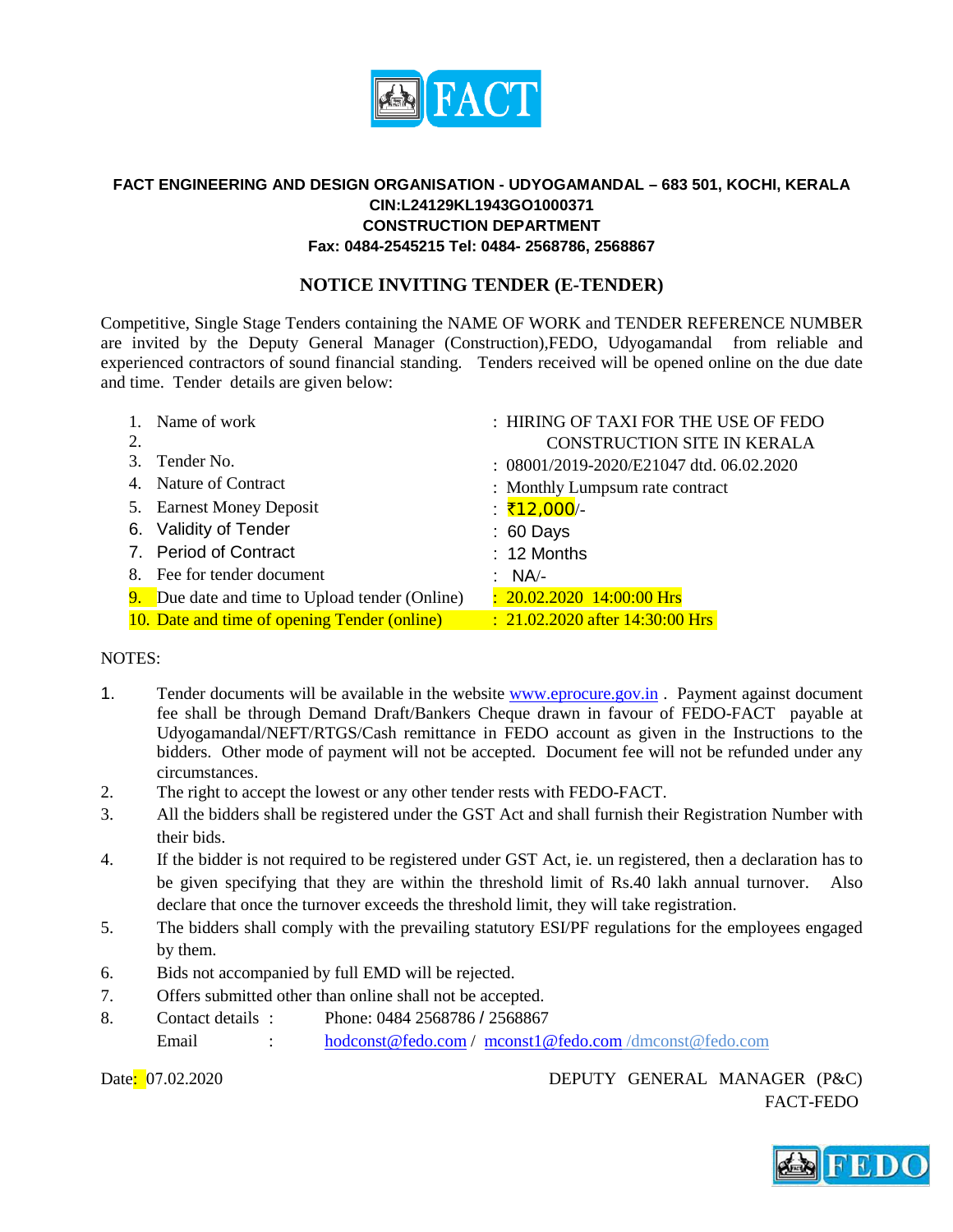**FACT ENGINEERING AND DESIGN ORGANISATION - UDYOGAMANDAL – 683 501, KOCHI, KERALA**
**CIN:L24129KL1943GO1000371**
**CONSTRUCTION DEPARTMENT**
**Fax: 0484-2545215 Tel: 0484- 2568786, 2568867**

## NOTICE INVITING TENDER (E-TENDER)

Competitive, Single Stage Tenders containing the NAME OF WORK and TENDER REFERENCE NUMBER are invited by the Deputy General Manager (Construction),FEDO, Udyogamandal from reliable and experienced contractors of sound financial standing. Tenders received will be opened online on the due date and time. Tender details are given below:

| | | |
|---|---|---|
| 1. | Name of work | : HIRING OF TAXI FOR THE USE OF FEDO |
| 2. | | CONSTRUCTION SITE IN KERALA |
| 3. | Tender No. | : 08001/2019-2020/E21047 dtd. 06.02.2020 |
| 4. | Nature of Contract | : Monthly Lumpsum rate contract |
| 5. | Earnest Money Deposit | : ₹12,000/- |
| 6. | Validity of Tender | : 60 Days |
| 7. | Period of Contract | : 12 Months |
| 8. | Fee for tender document | : NA/- |
| 9. | Due date and time to Upload tender (Online) | : 20.02.2020 14:00:00 Hrs |
| 10. | Date and time of opening Tender (online) | : 21.02.2020 after 14:30:00 Hrs |

NOTES:

1. Tender documents will be available in the website www.eprocure.gov.in . Payment against document fee shall be through Demand Draft/Bankers Cheque drawn in favour of FEDO-FACT payable at Udyogamandal/NEFT/RTGS/Cash remittance in FEDO account as given in the Instructions to the bidders. Other mode of payment will not be accepted. Document fee will not be refunded under any circumstances.
2. The right to accept the lowest or any other tender rests with FEDO-FACT.
3. All the bidders shall be registered under the GST Act and shall furnish their Registration Number with their bids.
4. If the bidder is not required to be registered under GST Act, ie. un registered, then a declaration has to be given specifying that they are within the threshold limit of Rs.40 lakh annual turnover. Also declare that once the turnover exceeds the threshold limit, they will take registration.
5. The bidders shall comply with the prevailing statutory ESI/PF regulations for the employees engaged by them.
6. Bids not accompanied by full EMD will be rejected.
7. Offers submitted other than online shall not be accepted.
8. Contact details : Phone: 0484 2568786 / 2568867
   Email : hodconst@fedo.com / mconst1@fedo.com /dmconst@fedo.com

Date: 07.02.2020

DEPUTY GENERAL MANAGER (P&C)
FACT-FEDO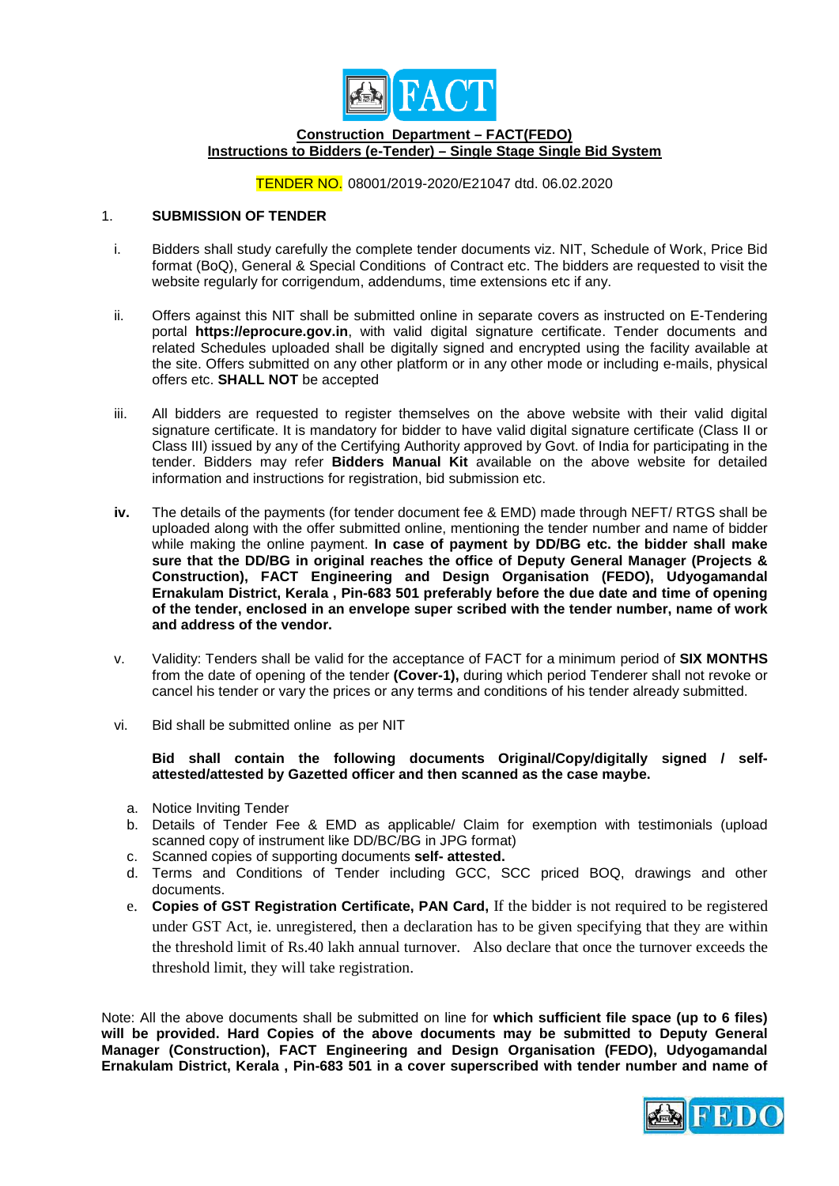**Construction Department – FACT(FEDO)**
**Instructions to Bidders (e-Tender) – Single Stage Single Bid System**

TENDER NO. 08001/2019-2020/E21047 dtd. 06.02.2020

1. **SUBMISSION OF TENDER**

i. Bidders shall study carefully the complete tender documents viz. NIT, Schedule of Work, Price Bid format (BoQ), General & Special Conditions of Contract etc. The bidders are requested to visit the website regularly for corrigendum, addendums, time extensions etc if any.

ii. Offers against this NIT shall be submitted online in separate covers as instructed on E-Tendering portal **https://eprocure.gov.in**, with valid digital signature certificate. Tender documents and related Schedules uploaded shall be digitally signed and encrypted using the facility available at the site. Offers submitted on any other platform or in any other mode or including e-mails, physical offers etc. **SHALL NOT** be accepted

iii. All bidders are requested to register themselves on the above website with their valid digital signature certificate. It is mandatory for bidder to have valid digital signature certificate (Class II or Class III) issued by any of the Certifying Authority approved by Govt. of India for participating in the tender. Bidders may refer **Bidders Manual Kit** available on the above website for detailed information and instructions for registration, bid submission etc.

**iv.** The details of the payments (for tender document fee & EMD) made through NEFT/ RTGS shall be uploaded along with the offer submitted online, mentioning the tender number and name of bidder while making the online payment. **In case of payment by DD/BG etc. the bidder shall make sure that the DD/BG in original reaches the office of Deputy General Manager (Projects & Construction), FACT Engineering and Design Organisation (FEDO), Udyogamandal Ernakulam District, Kerala , Pin-683 501 preferably before the due date and time of opening of the tender, enclosed in an envelope super scribed with the tender number, name of work and address of the vendor.**

v. Validity: Tenders shall be valid for the acceptance of FACT for a minimum period of **SIX MONTHS** from the date of opening of the tender **(Cover-1),** during which period Tenderer shall not revoke or cancel his tender or vary the prices or any terms and conditions of his tender already submitted.

vi. Bid shall be submitted online as per NIT

**Bid shall contain the following documents Original/Copy/digitally signed / self-attested/attested by Gazetted officer and then scanned as the case maybe.**

a. Notice Inviting Tender
b. Details of Tender Fee & EMD as applicable/ Claim for exemption with testimonials (upload scanned copy of instrument like DD/BC/BG in JPG format)
c. Scanned copies of supporting documents **self- attested.**
d. Terms and Conditions of Tender including GCC, SCC priced BOQ, drawings and other documents.
e. **Copies of GST Registration Certificate, PAN Card,** If the bidder is not required to be registered under GST Act, ie. unregistered, then a declaration has to be given specifying that they are within the threshold limit of Rs.40 lakh annual turnover. Also declare that once the turnover exceeds the threshold limit, they will take registration.

Note: All the above documents shall be submitted on line for **which sufficient file space (up to 6 files) will be provided. Hard Copies of the above documents may be submitted to Deputy General Manager (Construction), FACT Engineering and Design Organisation (FEDO), Udyogamandal Ernakulam District, Kerala , Pin-683 501 in a cover superscribed with tender number and name of**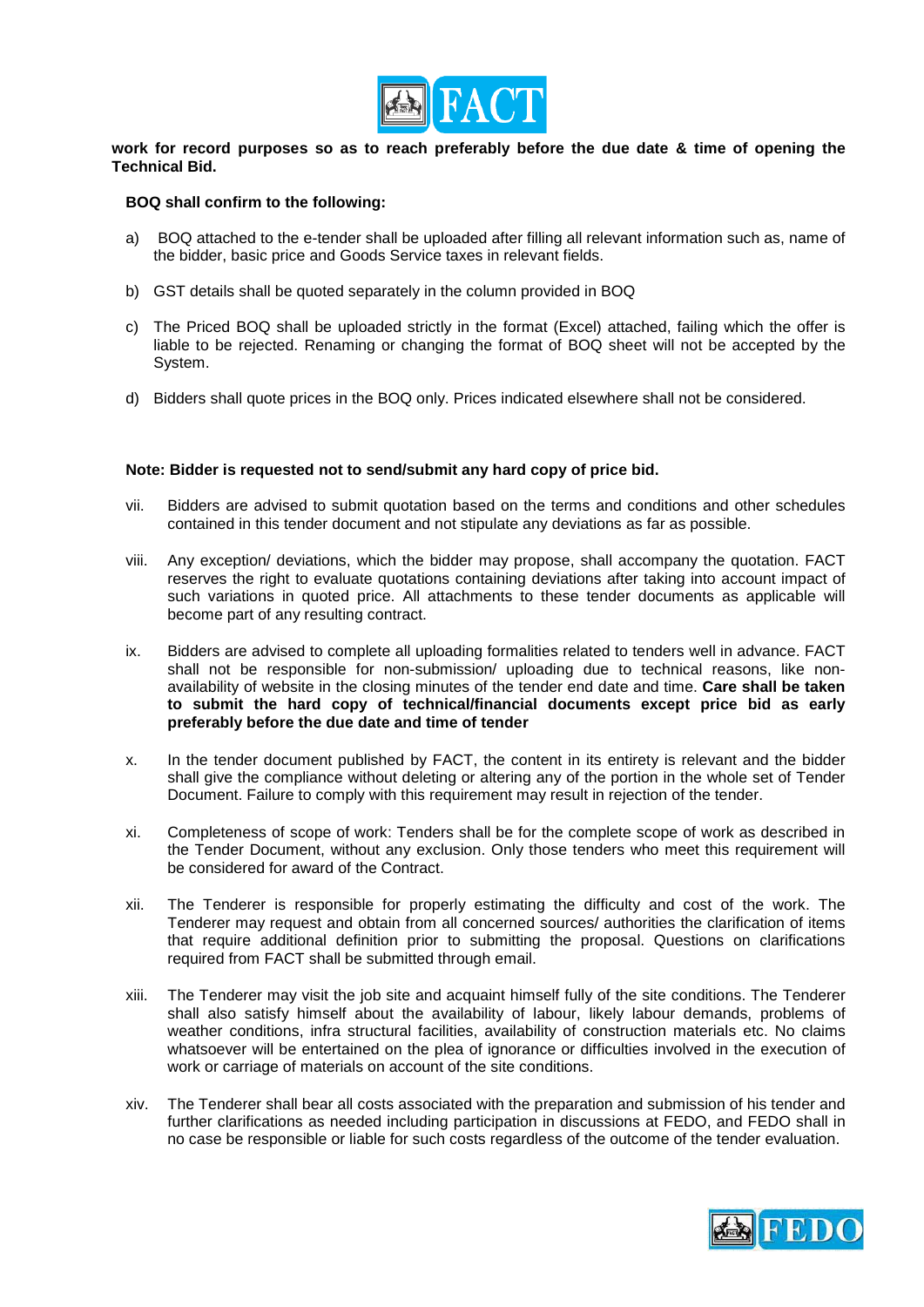**work for record purposes so as to reach preferably before the due date & time of opening the Technical Bid.**

**BOQ shall confirm to the following:**

a) BOQ attached to the e-tender shall be uploaded after filling all relevant information such as, name of the bidder, basic price and Goods Service taxes in relevant fields.

b) GST details shall be quoted separately in the column provided in BOQ

c) The Priced BOQ shall be uploaded strictly in the format (Excel) attached, failing which the offer is liable to be rejected. Renaming or changing the format of BOQ sheet will not be accepted by the System.

d) Bidders shall quote prices in the BOQ only. Prices indicated elsewhere shall not be considered.

**Note: Bidder is requested not to send/submit any hard copy of price bid.**

vii. Bidders are advised to submit quotation based on the terms and conditions and other schedules contained in this tender document and not stipulate any deviations as far as possible.

viii. Any exception/ deviations, which the bidder may propose, shall accompany the quotation. FACT reserves the right to evaluate quotations containing deviations after taking into account impact of such variations in quoted price. All attachments to these tender documents as applicable will become part of any resulting contract.

ix. Bidders are advised to complete all uploading formalities related to tenders well in advance. FACT shall not be responsible for non-submission/ uploading due to technical reasons, like non-availability of website in the closing minutes of the tender end date and time. **Care shall be taken to submit the hard copy of technical/financial documents except price bid as early preferably before the due date and time of tender**

x. In the tender document published by FACT, the content in its entirety is relevant and the bidder shall give the compliance without deleting or altering any of the portion in the whole set of Tender Document. Failure to comply with this requirement may result in rejection of the tender.

xi. Completeness of scope of work: Tenders shall be for the complete scope of work as described in the Tender Document, without any exclusion. Only those tenders who meet this requirement will be considered for award of the Contract.

xii. The Tenderer is responsible for properly estimating the difficulty and cost of the work. The Tenderer may request and obtain from all concerned sources/ authorities the clarification of items that require additional definition prior to submitting the proposal. Questions on clarifications required from FACT shall be submitted through email.

xiii. The Tenderer may visit the job site and acquaint himself fully of the site conditions. The Tenderer shall also satisfy himself about the availability of labour, likely labour demands, problems of weather conditions, infra structural facilities, availability of construction materials etc. No claims whatsoever will be entertained on the plea of ignorance or difficulties involved in the execution of work or carriage of materials on account of the site conditions.

xiv. The Tenderer shall bear all costs associated with the preparation and submission of his tender and further clarifications as needed including participation in discussions at FEDO, and FEDO shall in no case be responsible or liable for such costs regardless of the outcome of the tender evaluation.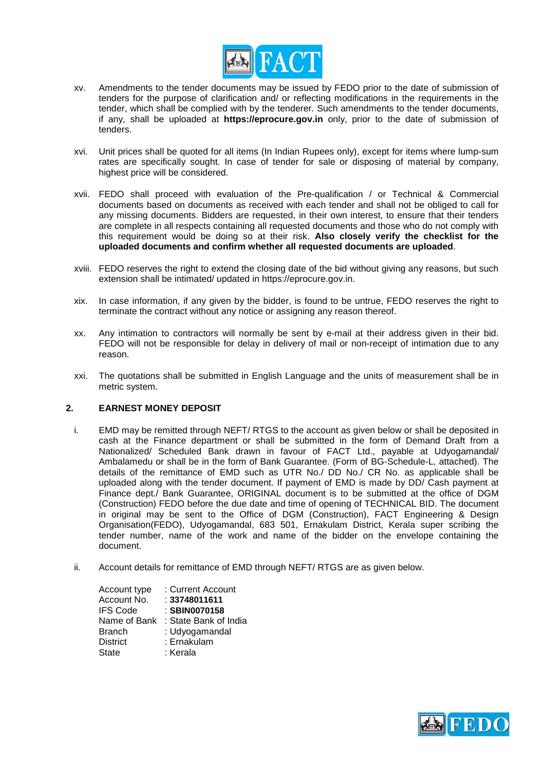xv. Amendments to the tender documents may be issued by FEDO prior to the date of submission of tenders for the purpose of clarification and/ or reflecting modifications in the requirements in the tender, which shall be complied with by the tenderer. Such amendments to the tender documents, if any, shall be uploaded at **https://eprocure.gov.in** only, prior to the date of submission of tenders.

xvi. Unit prices shall be quoted for all items (In Indian Rupees only), except for items where lump-sum rates are specifically sought. In case of tender for sale or disposing of material by company, highest price will be considered.

xvii. FEDO shall proceed with evaluation of the Pre-qualification / or Technical & Commercial documents based on documents as received with each tender and shall not be obliged to call for any missing documents. Bidders are requested, in their own interest, to ensure that their tenders are complete in all respects containing all requested documents and those who do not comply with this requirement would be doing so at their risk. **Also closely verify the checklist for the uploaded documents and confirm whether all requested documents are uploaded**.

xviii. FEDO reserves the right to extend the closing date of the bid without giving any reasons, but such extension shall be intimated/ updated in https://eprocure.gov.in.

xix. In case information, if any given by the bidder, is found to be untrue, FEDO reserves the right to terminate the contract without any notice or assigning any reason thereof.

xx. Any intimation to contractors will normally be sent by e-mail at their address given in their bid. FEDO will not be responsible for delay in delivery of mail or non-receipt of intimation due to any reason.

xxi. The quotations shall be submitted in English Language and the units of measurement shall be in metric system.

## 2. EARNEST MONEY DEPOSIT

i. EMD may be remitted through NEFT/ RTGS to the account as given below or shall be deposited in cash at the Finance department or shall be submitted in the form of Demand Draft from a Nationalized/ Scheduled Bank drawn in favour of FACT Ltd., payable at Udyogamandal/ Ambalamedu or shall be in the form of Bank Guarantee. (Form of BG-Schedule-L, attached). The details of the remittance of EMD such as UTR No./ DD No./ CR No. as applicable shall be uploaded along with the tender document. If payment of EMD is made by DD/ Cash payment at Finance dept./ Bank Guarantee, ORIGINAL document is to be submitted at the office of DGM (Construction) FEDO before the due date and time of opening of TECHNICAL BID. The document in original may be sent to the Office of DGM (Construction), FACT Engineering & Design Organisation(FEDO), Udyogamandal, 683 501, Ernakulam District, Kerala super scribing the tender number, name of the work and name of the bidder on the envelope containing the document.

ii. Account details for remittance of EMD through NEFT/ RTGS are as given below.

| | |
|---|---|
| Account type | : Current Account |
| Account No. | : **33748011611** |
| IFS Code | : **SBIN0070158** |
| Name of Bank | : State Bank of India |
| Branch | : Udyogamandal |
| District | : Ernakulam |
| State | : Kerala |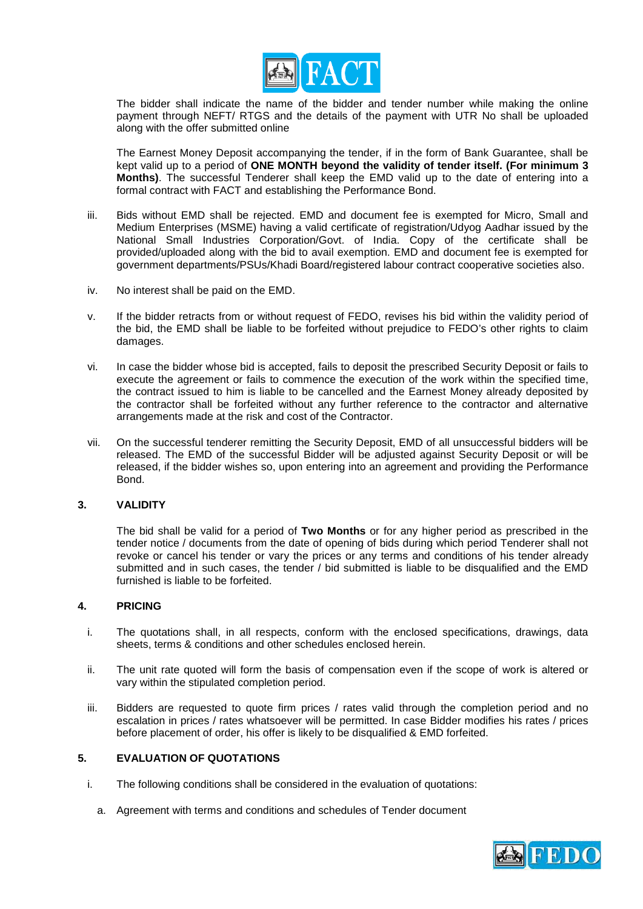The bidder shall indicate the name of the bidder and tender number while making the online payment through NEFT/ RTGS and the details of the payment with UTR No shall be uploaded along with the offer submitted online

The Earnest Money Deposit accompanying the tender, if in the form of Bank Guarantee, shall be kept valid up to a period of **ONE MONTH beyond the validity of tender itself. (For minimum 3 Months)**. The successful Tenderer shall keep the EMD valid up to the date of entering into a formal contract with FACT and establishing the Performance Bond.

iii. Bids without EMD shall be rejected. EMD and document fee is exempted for Micro, Small and Medium Enterprises (MSME) having a valid certificate of registration/Udyog Aadhar issued by the National Small Industries Corporation/Govt. of India. Copy of the certificate shall be provided/uploaded along with the bid to avail exemption. EMD and document fee is exempted for government departments/PSUs/Khadi Board/registered labour contract cooperative societies also.

iv. No interest shall be paid on the EMD.

v. If the bidder retracts from or without request of FEDO, revises his bid within the validity period of the bid, the EMD shall be liable to be forfeited without prejudice to FEDO's other rights to claim damages.

vi. In case the bidder whose bid is accepted, fails to deposit the prescribed Security Deposit or fails to execute the agreement or fails to commence the execution of the work within the specified time, the contract issued to him is liable to be cancelled and the Earnest Money already deposited by the contractor shall be forfeited without any further reference to the contractor and alternative arrangements made at the risk and cost of the Contractor.

vii. On the successful tenderer remitting the Security Deposit, EMD of all unsuccessful bidders will be released. The EMD of the successful Bidder will be adjusted against Security Deposit or will be released, if the bidder wishes so, upon entering into an agreement and providing the Performance Bond.

## 3. VALIDITY

The bid shall be valid for a period of **Two Months** or for any higher period as prescribed in the tender notice / documents from the date of opening of bids during which period Tenderer shall not revoke or cancel his tender or vary the prices or any terms and conditions of his tender already submitted and in such cases, the tender / bid submitted is liable to be disqualified and the EMD furnished is liable to be forfeited.

## 4. PRICING

i. The quotations shall, in all respects, conform with the enclosed specifications, drawings, data sheets, terms & conditions and other schedules enclosed herein.

ii. The unit rate quoted will form the basis of compensation even if the scope of work is altered or vary within the stipulated completion period.

iii. Bidders are requested to quote firm prices / rates valid through the completion period and no escalation in prices / rates whatsoever will be permitted. In case Bidder modifies his rates / prices before placement of order, his offer is likely to be disqualified & EMD forfeited.

## 5. EVALUATION OF QUOTATIONS

i. The following conditions shall be considered in the evaluation of quotations:

a. Agreement with terms and conditions and schedules of Tender document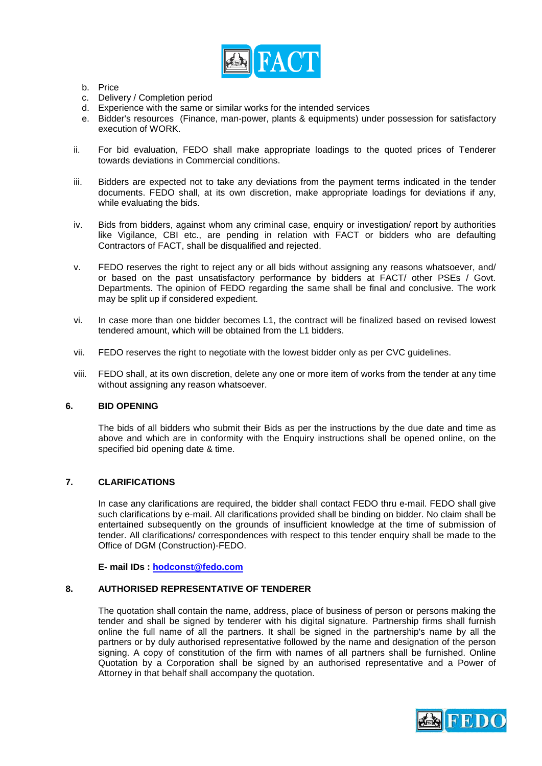b. Price
c. Delivery / Completion period
d. Experience with the same or similar works for the intended services
e. Bidder's resources (Finance, man-power, plants & equipments) under possession for satisfactory execution of WORK.

ii. For bid evaluation, FEDO shall make appropriate loadings to the quoted prices of Tenderer towards deviations in Commercial conditions.

iii. Bidders are expected not to take any deviations from the payment terms indicated in the tender documents. FEDO shall, at its own discretion, make appropriate loadings for deviations if any, while evaluating the bids.

iv. Bids from bidders, against whom any criminal case, enquiry or investigation/ report by authorities like Vigilance, CBI etc., are pending in relation with FACT or bidders who are defaulting Contractors of FACT, shall be disqualified and rejected.

v. FEDO reserves the right to reject any or all bids without assigning any reasons whatsoever, and/ or based on the past unsatisfactory performance by bidders at FACT/ other PSEs / Govt. Departments. The opinion of FEDO regarding the same shall be final and conclusive. The work may be split up if considered expedient.

vi. In case more than one bidder becomes L1, the contract will be finalized based on revised lowest tendered amount, which will be obtained from the L1 bidders.

vii. FEDO reserves the right to negotiate with the lowest bidder only as per CVC guidelines.

viii. FEDO shall, at its own discretion, delete any one or more item of works from the tender at any time without assigning any reason whatsoever.

## 6. BID OPENING

The bids of all bidders who submit their Bids as per the instructions by the due date and time as above and which are in conformity with the Enquiry instructions shall be opened online, on the specified bid opening date & time.

## 7. CLARIFICATIONS

In case any clarifications are required, the bidder shall contact FEDO thru e-mail. FEDO shall give such clarifications by e-mail. All clarifications provided shall be binding on bidder. No claim shall be entertained subsequently on the grounds of insufficient knowledge at the time of submission of tender. All clarifications/ correspondences with respect to this tender enquiry shall be made to the Office of DGM (Construction)-FEDO.

**E- mail IDs : hodconst@fedo.com**

## 8. AUTHORISED REPRESENTATIVE OF TENDERER

The quotation shall contain the name, address, place of business of person or persons making the tender and shall be signed by tenderer with his digital signature. Partnership firms shall furnish online the full name of all the partners. It shall be signed in the partnership's name by all the partners or by duly authorised representative followed by the name and designation of the person signing. A copy of constitution of the firm with names of all partners shall be furnished. Online Quotation by a Corporation shall be signed by an authorised representative and a Power of Attorney in that behalf shall accompany the quotation.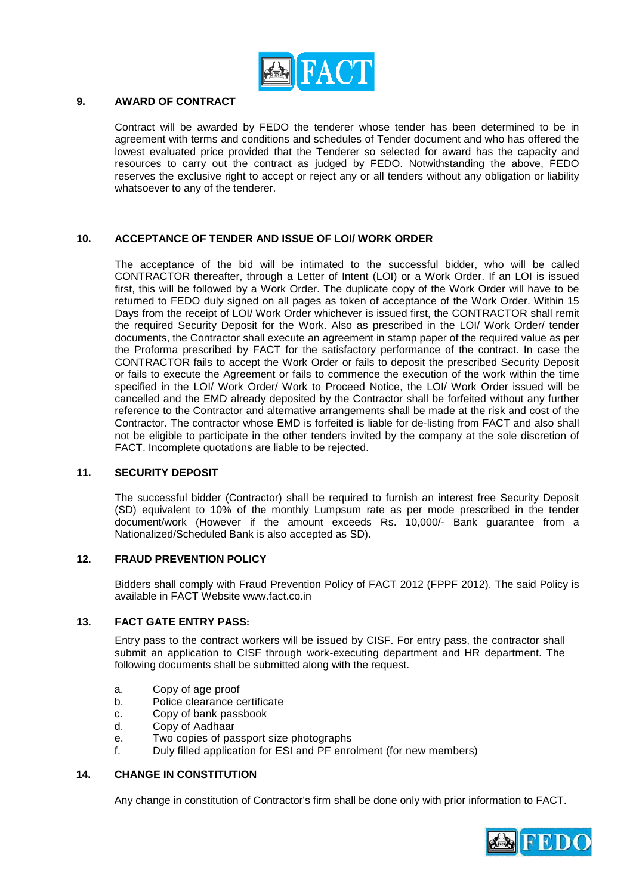## 9. AWARD OF CONTRACT

Contract will be awarded by FEDO the tenderer whose tender has been determined to be in agreement with terms and conditions and schedules of Tender document and who has offered the lowest evaluated price provided that the Tenderer so selected for award has the capacity and resources to carry out the contract as judged by FEDO. Notwithstanding the above, FEDO reserves the exclusive right to accept or reject any or all tenders without any obligation or liability whatsoever to any of the tenderer.

## 10. ACCEPTANCE OF TENDER AND ISSUE OF LOI/ WORK ORDER

The acceptance of the bid will be intimated to the successful bidder, who will be called CONTRACTOR thereafter, through a Letter of Intent (LOI) or a Work Order. If an LOI is issued first, this will be followed by a Work Order. The duplicate copy of the Work Order will have to be returned to FEDO duly signed on all pages as token of acceptance of the Work Order. Within 15 Days from the receipt of LOI/ Work Order whichever is issued first, the CONTRACTOR shall remit the required Security Deposit for the Work. Also as prescribed in the LOI/ Work Order/ tender documents, the Contractor shall execute an agreement in stamp paper of the required value as per the Proforma prescribed by FACT for the satisfactory performance of the contract. In case the CONTRACTOR fails to accept the Work Order or fails to deposit the prescribed Security Deposit or fails to execute the Agreement or fails to commence the execution of the work within the time specified in the LOI/ Work Order/ Work to Proceed Notice, the LOI/ Work Order issued will be cancelled and the EMD already deposited by the Contractor shall be forfeited without any further reference to the Contractor and alternative arrangements shall be made at the risk and cost of the Contractor. The contractor whose EMD is forfeited is liable for de-listing from FACT and also shall not be eligible to participate in the other tenders invited by the company at the sole discretion of FACT. Incomplete quotations are liable to be rejected.

## 11. SECURITY DEPOSIT

The successful bidder (Contractor) shall be required to furnish an interest free Security Deposit (SD) equivalent to 10% of the monthly Lumpsum rate as per mode prescribed in the tender document/work (However if the amount exceeds Rs. 10,000/- Bank guarantee from a Nationalized/Scheduled Bank is also accepted as SD).

## 12. FRAUD PREVENTION POLICY

Bidders shall comply with Fraud Prevention Policy of FACT 2012 (FPPF 2012). The said Policy is available in FACT Website www.fact.co.in

## 13. FACT GATE ENTRY PASS:

Entry pass to the contract workers will be issued by CISF. For entry pass, the contractor shall submit an application to CISF through work-executing department and HR department. The following documents shall be submitted along with the request.

a. Copy of age proof
b. Police clearance certificate
c. Copy of bank passbook
d. Copy of Aadhaar
e. Two copies of passport size photographs
f. Duly filled application for ESI and PF enrolment (for new members)

## 14. CHANGE IN CONSTITUTION

Any change in constitution of Contractor's firm shall be done only with prior information to FACT.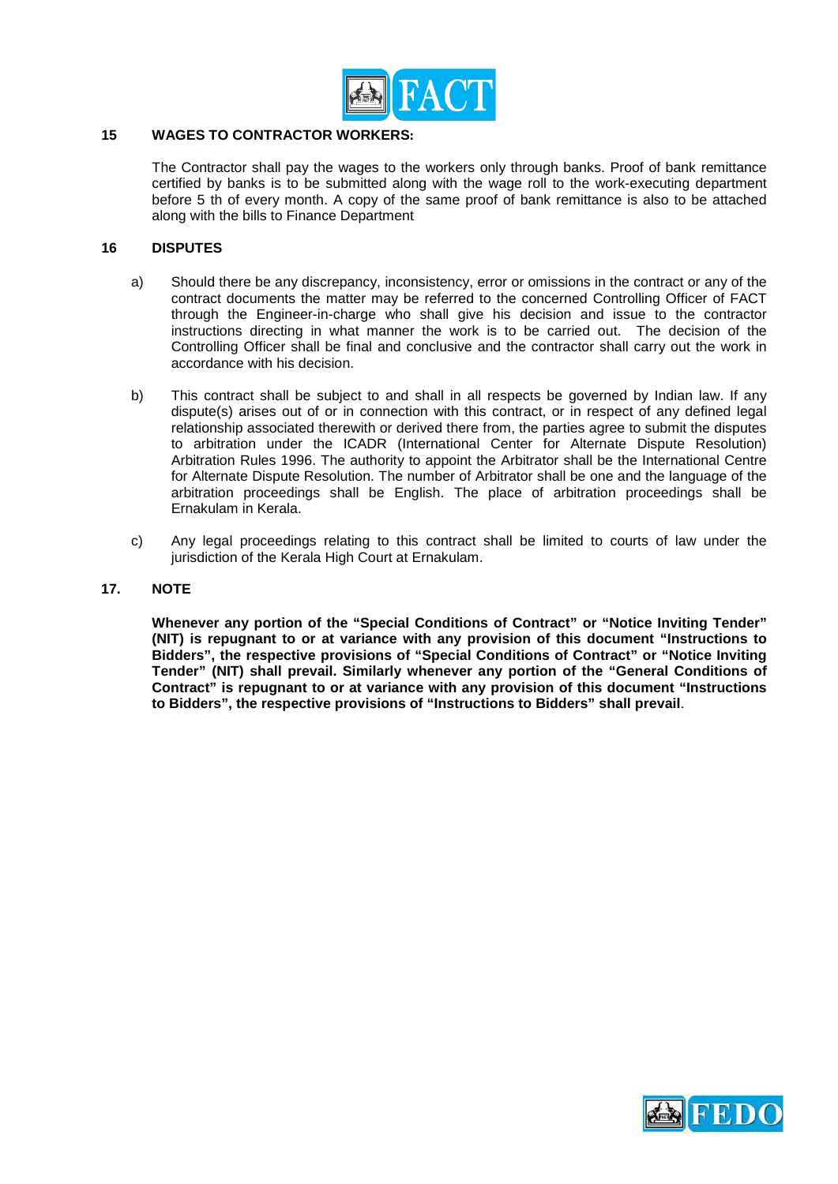## 15 WAGES TO CONTRACTOR WORKERS:

The Contractor shall pay the wages to the workers only through banks. Proof of bank remittance certified by banks is to be submitted along with the wage roll to the work-executing department before 5 th of every month. A copy of the same proof of bank remittance is also to be attached along with the bills to Finance Department

## 16 DISPUTES

a) Should there be any discrepancy, inconsistency, error or omissions in the contract or any of the contract documents the matter may be referred to the concerned Controlling Officer of FACT through the Engineer-in-charge who shall give his decision and issue to the contractor instructions directing in what manner the work is to be carried out. The decision of the Controlling Officer shall be final and conclusive and the contractor shall carry out the work in accordance with his decision.

b) This contract shall be subject to and shall in all respects be governed by Indian law. If any dispute(s) arises out of or in connection with this contract, or in respect of any defined legal relationship associated therewith or derived there from, the parties agree to submit the disputes to arbitration under the ICADR (International Center for Alternate Dispute Resolution) Arbitration Rules 1996. The authority to appoint the Arbitrator shall be the International Centre for Alternate Dispute Resolution. The number of Arbitrator shall be one and the language of the arbitration proceedings shall be English. The place of arbitration proceedings shall be Ernakulam in Kerala.

c) Any legal proceedings relating to this contract shall be limited to courts of law under the jurisdiction of the Kerala High Court at Ernakulam.

## 17. NOTE

**Whenever any portion of the "Special Conditions of Contract" or "Notice Inviting Tender" (NIT) is repugnant to or at variance with any provision of this document "Instructions to Bidders", the respective provisions of "Special Conditions of Contract" or "Notice Inviting Tender" (NIT) shall prevail. Similarly whenever any portion of the "General Conditions of Contract" is repugnant to or at variance with any provision of this document "Instructions to Bidders", the respective provisions of "Instructions to Bidders" shall prevail**.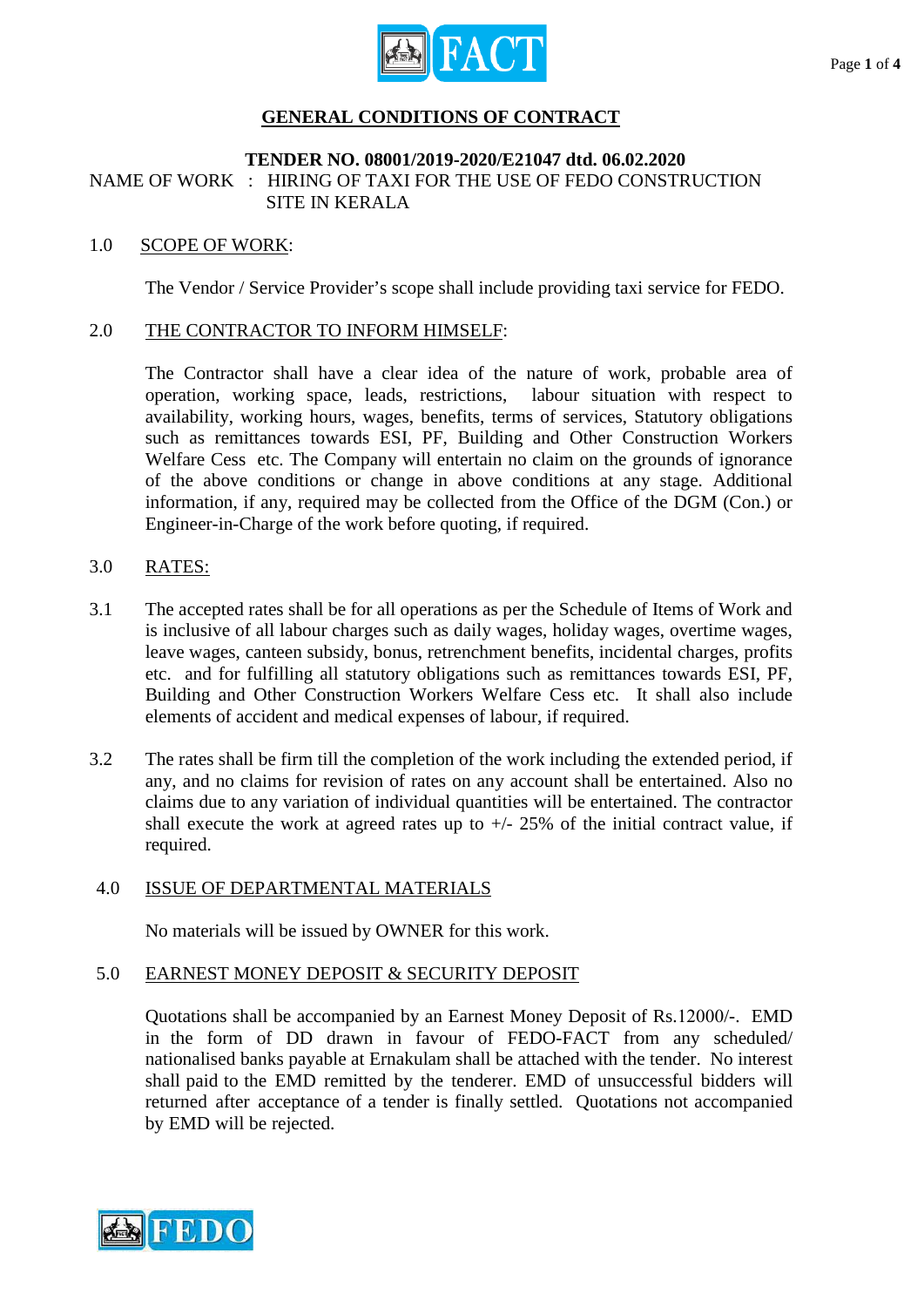# GENERAL CONDITIONS OF CONTRACT

**TENDER NO. 08001/2019-2020/E21047 dtd. 06.02.2020**

NAME OF WORK : HIRING OF TAXI FOR THE USE OF FEDO CONSTRUCTION SITE IN KERALA

## 1.0 SCOPE OF WORK:

The Vendor / Service Provider's scope shall include providing taxi service for FEDO.

## 2.0 THE CONTRACTOR TO INFORM HIMSELF:

The Contractor shall have a clear idea of the nature of work, probable area of operation, working space, leads, restrictions, labour situation with respect to availability, working hours, wages, benefits, terms of services, Statutory obligations such as remittances towards ESI, PF, Building and Other Construction Workers Welfare Cess etc. The Company will entertain no claim on the grounds of ignorance of the above conditions or change in above conditions at any stage. Additional information, if any, required may be collected from the Office of the DGM (Con.) or Engineer-in-Charge of the work before quoting, if required.

## 3.0 RATES:

3.1 The accepted rates shall be for all operations as per the Schedule of Items of Work and is inclusive of all labour charges such as daily wages, holiday wages, overtime wages, leave wages, canteen subsidy, bonus, retrenchment benefits, incidental charges, profits etc. and for fulfilling all statutory obligations such as remittances towards ESI, PF, Building and Other Construction Workers Welfare Cess etc. It shall also include elements of accident and medical expenses of labour, if required.

3.2 The rates shall be firm till the completion of the work including the extended period, if any, and no claims for revision of rates on any account shall be entertained. Also no claims due to any variation of individual quantities will be entertained. The contractor shall execute the work at agreed rates up to +/- 25% of the initial contract value, if required.

## 4.0 ISSUE OF DEPARTMENTAL MATERIALS

No materials will be issued by OWNER for this work.

## 5.0 EARNEST MONEY DEPOSIT & SECURITY DEPOSIT

Quotations shall be accompanied by an Earnest Money Deposit of Rs.12000/-. EMD in the form of DD drawn in favour of FEDO-FACT from any scheduled/ nationalised banks payable at Ernakulam shall be attached with the tender. No interest shall paid to the EMD remitted by the tenderer. EMD of unsuccessful bidders will returned after acceptance of a tender is finally settled. Quotations not accompanied by EMD will be rejected.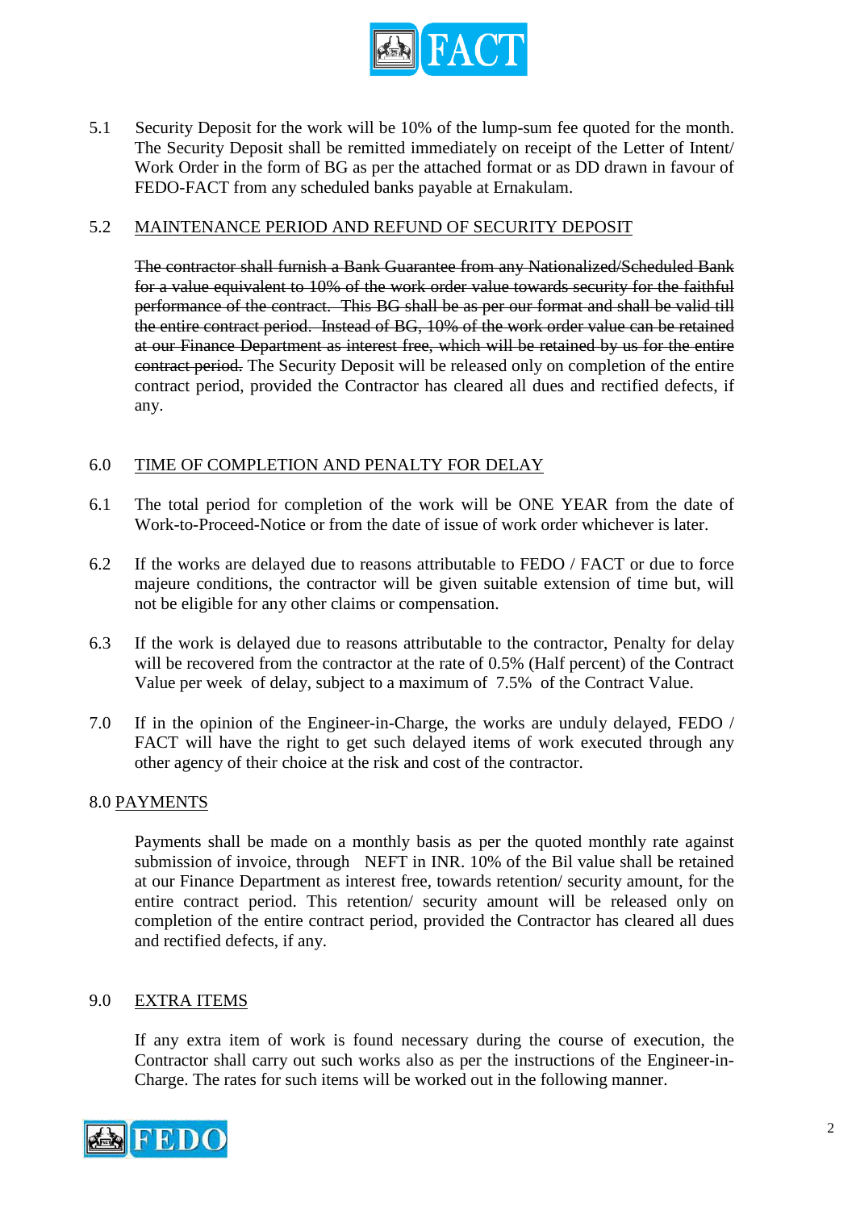5.1 Security Deposit for the work will be 10% of the lump-sum fee quoted for the month. The Security Deposit shall be remitted immediately on receipt of the Letter of Intent/ Work Order in the form of BG as per the attached format or as DD drawn in favour of FEDO-FACT from any scheduled banks payable at Ernakulam.

5.2 MAINTENANCE PERIOD AND REFUND OF SECURITY DEPOSIT

~~The contractor shall furnish a Bank Guarantee from any Nationalized/Scheduled Bank for a value equivalent to 10% of the work order value towards security for the faithful performance of the contract. This BG shall be as per our format and shall be valid till the entire contract period. Instead of BG, 10% of the work order value can be retained at our Finance Department as interest free, which will be retained by us for the entire contract period.~~ The Security Deposit will be released only on completion of the entire contract period, provided the Contractor has cleared all dues and rectified defects, if any.

## 6.0 TIME OF COMPLETION AND PENALTY FOR DELAY

6.1 The total period for completion of the work will be ONE YEAR from the date of Work-to-Proceed-Notice or from the date of issue of work order whichever is later.

6.2 If the works are delayed due to reasons attributable to FEDO / FACT or due to force majeure conditions, the contractor will be given suitable extension of time but, will not be eligible for any other claims or compensation.

6.3 If the work is delayed due to reasons attributable to the contractor, Penalty for delay will be recovered from the contractor at the rate of 0.5% (Half percent) of the Contract Value per week of delay, subject to a maximum of 7.5% of the Contract Value.

7.0 If in the opinion of the Engineer-in-Charge, the works are unduly delayed, FEDO / FACT will have the right to get such delayed items of work executed through any other agency of their choice at the risk and cost of the contractor.

## 8.0 PAYMENTS

Payments shall be made on a monthly basis as per the quoted monthly rate against submission of invoice, through NEFT in INR. 10% of the Bil value shall be retained at our Finance Department as interest free, towards retention/ security amount, for the entire contract period. This retention/ security amount will be released only on completion of the entire contract period, provided the Contractor has cleared all dues and rectified defects, if any.

## 9.0 EXTRA ITEMS

If any extra item of work is found necessary during the course of execution, the Contractor shall carry out such works also as per the instructions of the Engineer-in-Charge. The rates for such items will be worked out in the following manner.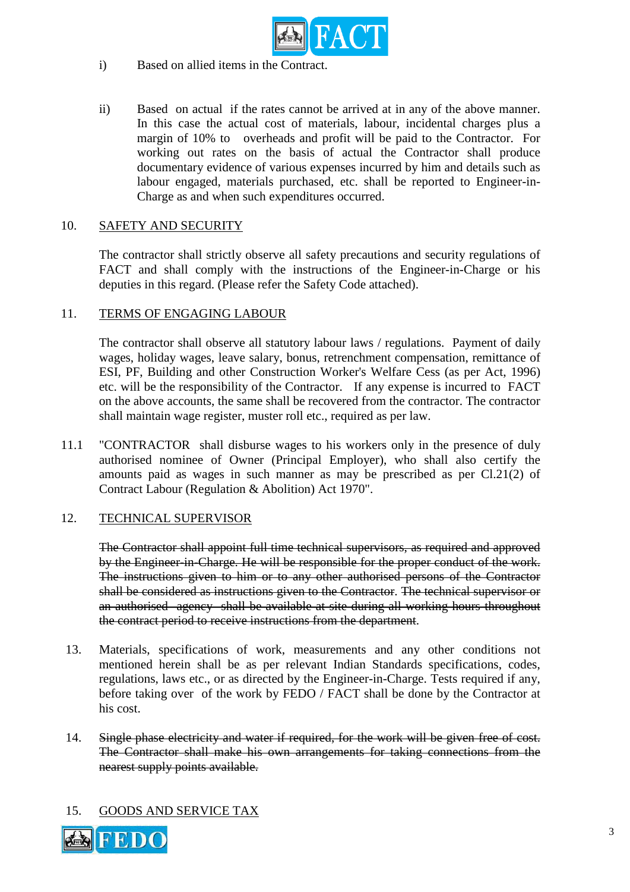i) Based on allied items in the Contract.

ii) Based on actual if the rates cannot be arrived at in any of the above manner. In this case the actual cost of materials, labour, incidental charges plus a margin of 10% to overheads and profit will be paid to the Contractor. For working out rates on the basis of actual the Contractor shall produce documentary evidence of various expenses incurred by him and details such as labour engaged, materials purchased, etc. shall be reported to Engineer-in-Charge as and when such expenditures occurred.

10. SAFETY AND SECURITY

The contractor shall strictly observe all safety precautions and security regulations of FACT and shall comply with the instructions of the Engineer-in-Charge or his deputies in this regard. (Please refer the Safety Code attached).

11. TERMS OF ENGAGING LABOUR

The contractor shall observe all statutory labour laws / regulations. Payment of daily wages, holiday wages, leave salary, bonus, retrenchment compensation, remittance of ESI, PF, Building and other Construction Worker's Welfare Cess (as per Act, 1996) etc. will be the responsibility of the Contractor. If any expense is incurred to FACT on the above accounts, the same shall be recovered from the contractor. The contractor shall maintain wage register, muster roll etc., required as per law.

11.1 "CONTRACTOR shall disburse wages to his workers only in the presence of duly authorised nominee of Owner (Principal Employer), who shall also certify the amounts paid as wages in such manner as may be prescribed as per Cl.21(2) of Contract Labour (Regulation & Abolition) Act 1970".

12. TECHNICAL SUPERVISOR

~~The Contractor shall appoint full time technical supervisors, as required and approved by the Engineer-in-Charge. He will be responsible for the proper conduct of the work. The instructions given to him or to any other authorised persons of the Contractor shall be considered as instructions given to the Contractor. The technical supervisor or an authorised agency shall be available at site during all working hours throughout the contract period to receive instructions from the department.~~

13. Materials, specifications of work, measurements and any other conditions not mentioned herein shall be as per relevant Indian Standards specifications, codes, regulations, laws etc., or as directed by the Engineer-in-Charge. Tests required if any, before taking over of the work by FEDO / FACT shall be done by the Contractor at his cost.

14. ~~Single phase electricity and water if required, for the work will be given free of cost. The Contractor shall make his own arrangements for taking connections from the nearest supply points available.~~

15. GOODS AND SERVICE TAX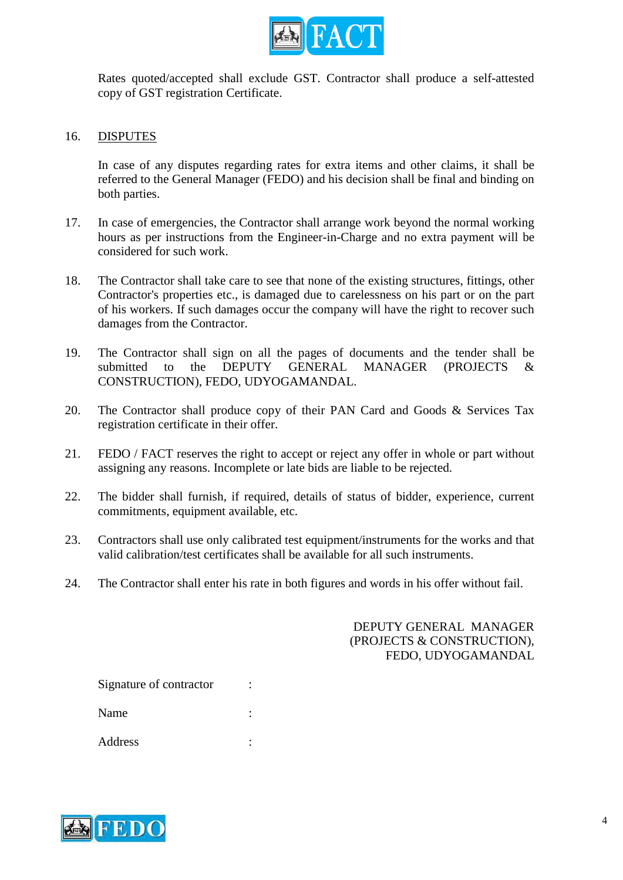Rates quoted/accepted shall exclude GST. Contractor shall produce a self-attested copy of GST registration Certificate.

16. DISPUTES

    In case of any disputes regarding rates for extra items and other claims, it shall be referred to the General Manager (FEDO) and his decision shall be final and binding on both parties.

17. In case of emergencies, the Contractor shall arrange work beyond the normal working hours as per instructions from the Engineer-in-Charge and no extra payment will be considered for such work.

18. The Contractor shall take care to see that none of the existing structures, fittings, other Contractor's properties etc., is damaged due to carelessness on his part or on the part of his workers. If such damages occur the company will have the right to recover such damages from the Contractor.

19. The Contractor shall sign on all the pages of documents and the tender shall be submitted to the DEPUTY GENERAL MANAGER (PROJECTS & CONSTRUCTION), FEDO, UDYOGAMANDAL.

20. The Contractor shall produce copy of their PAN Card and Goods & Services Tax registration certificate in their offer.

21. FEDO / FACT reserves the right to accept or reject any offer in whole or part without assigning any reasons. Incomplete or late bids are liable to be rejected.

22. The bidder shall furnish, if required, details of status of bidder, experience, current commitments, equipment available, etc.

23. Contractors shall use only calibrated test equipment/instruments for the works and that valid calibration/test certificates shall be available for all such instruments.

24. The Contractor shall enter his rate in both figures and words in his offer without fail.

DEPUTY GENERAL MANAGER
(PROJECTS & CONSTRUCTION),
FEDO, UDYOGAMANDAL

Signature of contractor :

Name :

Address :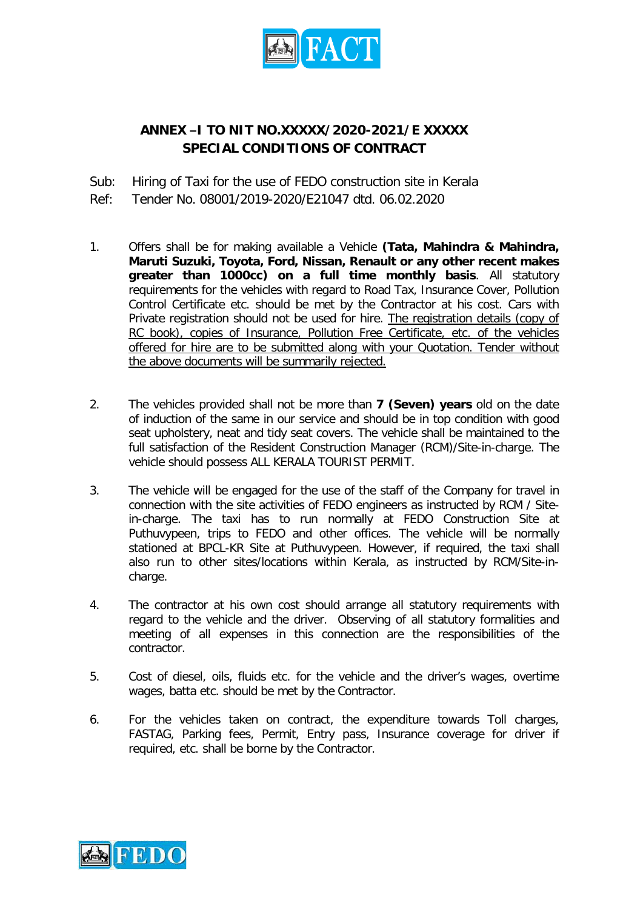## ANNEX –I TO NIT NO.XXXXX/2020-2021/E XXXXX
## SPECIAL CONDITIONS OF CONTRACT

Sub: Hiring of Taxi for the use of FEDO construction site in Kerala

Ref: Tender No. 08001/2019-2020/E21047 dtd. 06.02.2020

1. Offers shall be for making available a Vehicle **(Tata, Mahindra & Mahindra, Maruti Suzuki, Toyota, Ford, Nissan, Renault or any other recent makes greater than 1000cc) on a full time monthly basis**. All statutory requirements for the vehicles with regard to Road Tax, Insurance Cover, Pollution Control Certificate etc. should be met by the Contractor at his cost. Cars with Private registration should not be used for hire. <u>The registration details (copy of RC book), copies of Insurance, Pollution Free Certificate, etc. of the vehicles offered for hire are to be submitted along with your Quotation. Tender without the above documents will be summarily rejected.</u>

2. The vehicles provided shall not be more than **7 (Seven) years** old on the date of induction of the same in our service and should be in top condition with good seat upholstery, neat and tidy seat covers. The vehicle shall be maintained to the full satisfaction of the Resident Construction Manager (RCM)/Site-in-charge. The vehicle should possess ALL KERALA TOURIST PERMIT.

3. The vehicle will be engaged for the use of the staff of the Company for travel in connection with the site activities of FEDO engineers as instructed by RCM / Site-in-charge. The taxi has to run normally at FEDO Construction Site at Puthuvypeen, trips to FEDO and other offices. The vehicle will be normally stationed at BPCL-KR Site at Puthuvypeen. However, if required, the taxi shall also run to other sites/locations within Kerala, as instructed by RCM/Site-in-charge.

4. The contractor at his own cost should arrange all statutory requirements with regard to the vehicle and the driver. Observing of all statutory formalities and meeting of all expenses in this connection are the responsibilities of the contractor.

5. Cost of diesel, oils, fluids etc. for the vehicle and the driver's wages, overtime wages, batta etc. should be met by the Contractor.

6. For the vehicles taken on contract, the expenditure towards Toll charges, FASTAG, Parking fees, Permit, Entry pass, Insurance coverage for driver if required, etc. shall be borne by the Contractor.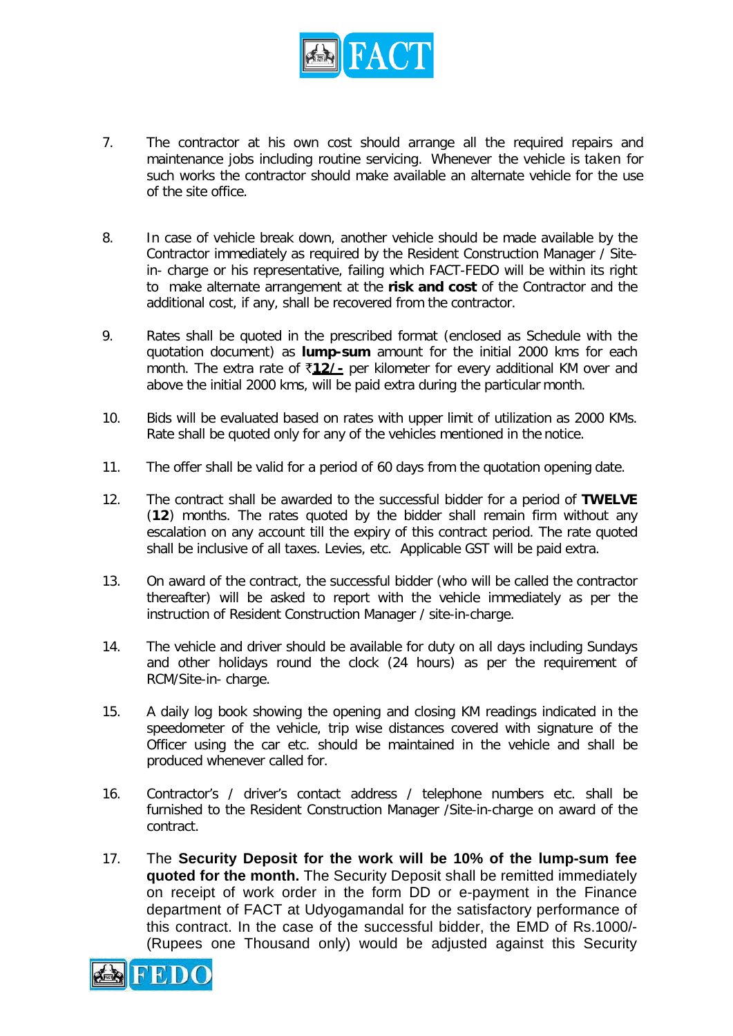7. The contractor at his own cost should arrange all the required repairs and maintenance jobs including routine servicing. Whenever the vehicle is taken for such works the contractor should make available an alternate vehicle for the use of the site office.

8. In case of vehicle break down, another vehicle should be made available by the Contractor immediately as required by the Resident Construction Manager / Site-in- charge or his representative, failing which FACT-FEDO will be within its right to make alternate arrangement at the **risk and cost** of the Contractor and the additional cost, if any, shall be recovered from the contractor.

9. Rates shall be quoted in the prescribed format (enclosed as Schedule with the quotation document) as **lump-sum** amount for the initial 2000 kms for each month. The extra rate of ₹**12/-** per kilometer for every additional KM over and above the initial 2000 kms, will be paid extra during the particular month.

10. Bids will be evaluated based on rates with upper limit of utilization as 2000 KMs. Rate shall be quoted only for any of the vehicles mentioned in the notice.

11. The offer shall be valid for a period of 60 days from the quotation opening date.

12. The contract shall be awarded to the successful bidder for a period of **TWELVE** (**12**) months. The rates quoted by the bidder shall remain firm without any escalation on any account till the expiry of this contract period. The rate quoted shall be inclusive of all taxes. Levies, etc. Applicable GST will be paid extra.

13. On award of the contract, the successful bidder (who will be called the contractor thereafter) will be asked to report with the vehicle immediately as per the instruction of Resident Construction Manager / site-in-charge.

14. The vehicle and driver should be available for duty on all days including Sundays and other holidays round the clock (24 hours) as per the requirement of RCM/Site-in- charge.

15. A daily log book showing the opening and closing KM readings indicated in the speedometer of the vehicle, trip wise distances covered with signature of the Officer using the car etc. should be maintained in the vehicle and shall be produced whenever called for.

16. Contractor's / driver's contact address / telephone numbers etc. shall be furnished to the Resident Construction Manager /Site-in-charge on award of the contract.

17. The **Security Deposit for the work will be 10% of the lump-sum fee quoted for the month.** The Security Deposit shall be remitted immediately on receipt of work order in the form DD or e-payment in the Finance department of FACT at Udyogamandal for the satisfactory performance of this contract. In the case of the successful bidder, the EMD of Rs.1000/- (Rupees one Thousand only) would be adjusted against this Security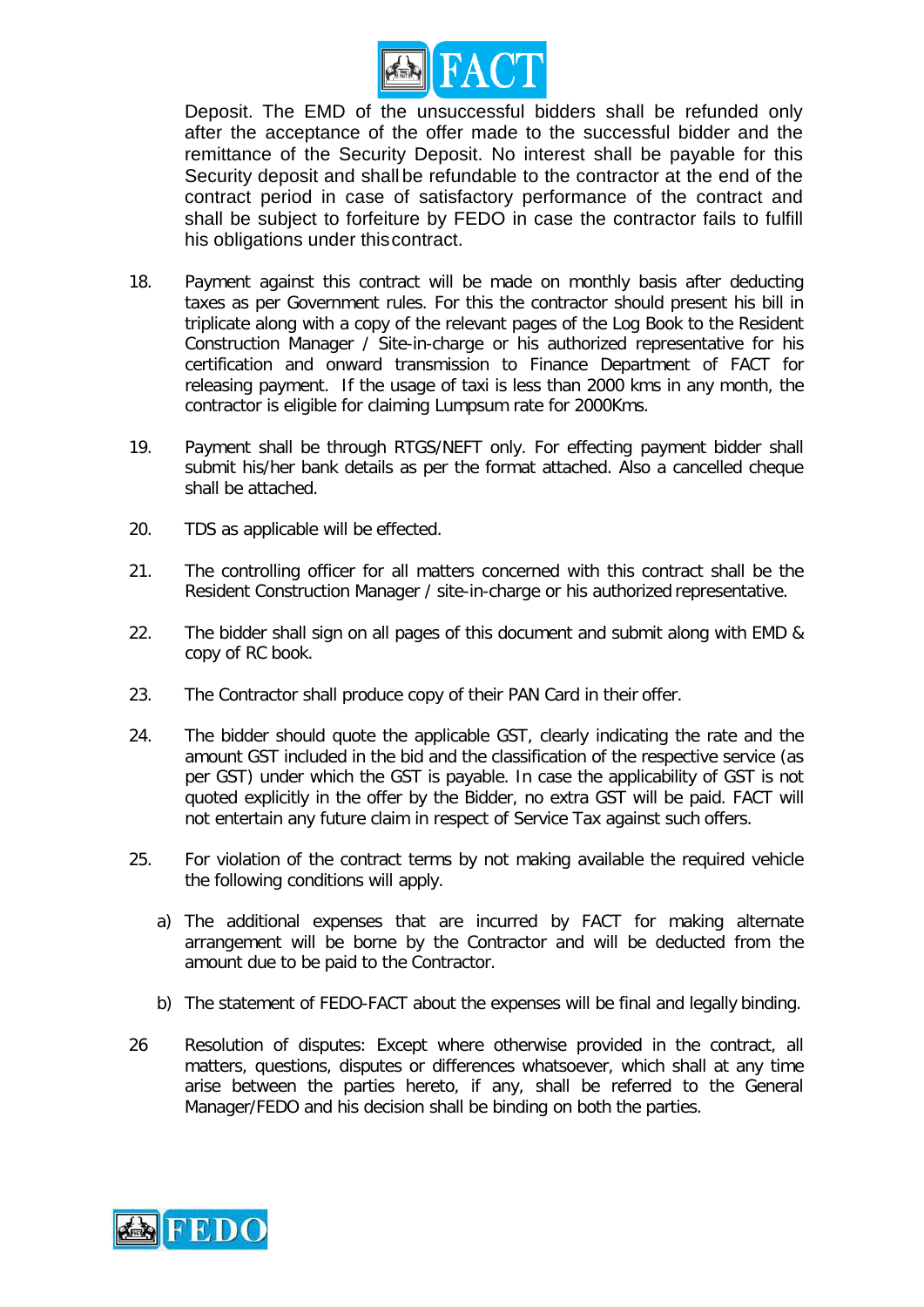Deposit. The EMD of the unsuccessful bidders shall be refunded only after the acceptance of the offer made to the successful bidder and the remittance of the Security Deposit. No interest shall be payable for this Security deposit and shall be refundable to the contractor at the end of the contract period in case of satisfactory performance of the contract and shall be subject to forfeiture by FEDO in case the contractor fails to fulfill his obligations under this contract.

18. Payment against this contract will be made on monthly basis after deducting taxes as per Government rules. For this the contractor should present his bill in triplicate along with a copy of the relevant pages of the Log Book to the Resident Construction Manager / Site-in-charge or his authorized representative for his certification and onward transmission to Finance Department of FACT for releasing payment. If the usage of taxi is less than 2000 kms in any month, the contractor is eligible for claiming Lumpsum rate for 2000Kms.

19. Payment shall be through RTGS/NEFT only. For effecting payment bidder shall submit his/her bank details as per the format attached. Also a cancelled cheque shall be attached.

20. TDS as applicable will be effected.

21. The controlling officer for all matters concerned with this contract shall be the Resident Construction Manager / site-in-charge or his authorized representative.

22. The bidder shall sign on all pages of this document and submit along with EMD & copy of RC book.

23. The Contractor shall produce copy of their PAN Card in their offer.

24. The bidder should quote the applicable GST, clearly indicating the rate and the amount GST included in the bid and the classification of the respective service (as per GST) under which the GST is payable. In case the applicability of GST is not quoted explicitly in the offer by the Bidder, no extra GST will be paid. FACT will not entertain any future claim in respect of Service Tax against such offers.

25. For violation of the contract terms by not making available the required vehicle the following conditions will apply.

    a) The additional expenses that are incurred by FACT for making alternate arrangement will be borne by the Contractor and will be deducted from the amount due to be paid to the Contractor.

    b) The statement of FEDO-FACT about the expenses will be final and legally binding.

26 Resolution of disputes: Except where otherwise provided in the contract, all matters, questions, disputes or differences whatsoever, which shall at any time arise between the parties hereto, if any, shall be referred to the General Manager/FEDO and his decision shall be binding on both the parties.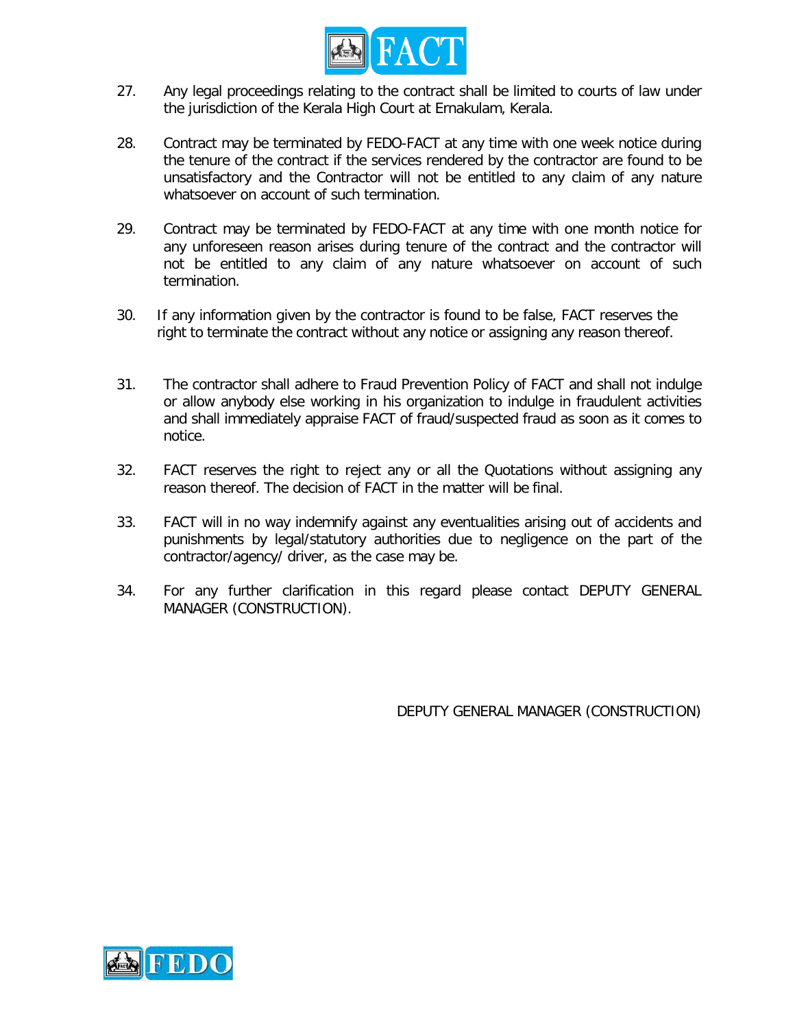27. Any legal proceedings relating to the contract shall be limited to courts of law under the jurisdiction of the Kerala High Court at Ernakulam, Kerala.

28. Contract may be terminated by FEDO-FACT at any time with one week notice during the tenure of the contract if the services rendered by the contractor are found to be unsatisfactory and the Contractor will not be entitled to any claim of any nature whatsoever on account of such termination.

29. Contract may be terminated by FEDO-FACT at any time with one month notice for any unforeseen reason arises during tenure of the contract and the contractor will not be entitled to any claim of any nature whatsoever on account of such termination.

30. If any information given by the contractor is found to be false, FACT reserves the right to terminate the contract without any notice or assigning any reason thereof.

31. The contractor shall adhere to Fraud Prevention Policy of FACT and shall not indulge or allow anybody else working in his organization to indulge in fraudulent activities and shall immediately appraise FACT of fraud/suspected fraud as soon as it comes to notice.

32. FACT reserves the right to reject any or all the Quotations without assigning any reason thereof. The decision of FACT in the matter will be final.

33. FACT will in no way indemnify against any eventualities arising out of accidents and punishments by legal/statutory authorities due to negligence on the part of the contractor/agency/ driver, as the case may be.

34. For any further clarification in this regard please contact DEPUTY GENERAL MANAGER (CONSTRUCTION).

DEPUTY GENERAL MANAGER (CONSTRUCTION)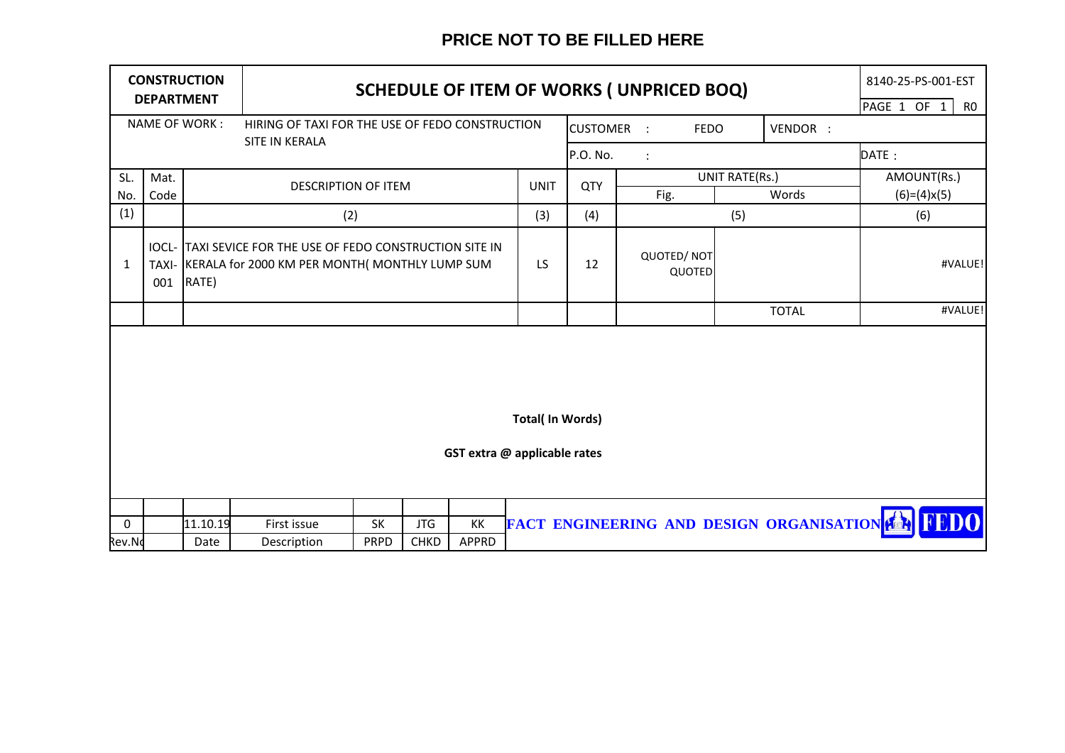**PRICE NOT TO BE FILLED HERE**

| CONSTRUCTION DEPARTMENT | | SCHEDULE OF ITEM OF WORKS ( UNPRICED BOQ) | | | | | 8140-25-PS-001-EST PAGE 1 OF 1 R0 |
|---|---|---|---|---|---|---|---|
| NAME OF WORK : | | HIRING OF TAXI FOR THE USE OF FEDO CONSTRUCTION SITE IN KERALA | | CUSTOMER : FEDO | | VENDOR : | |
| | | | | P.O. No. : | | | DATE : |
| SL. No. | Mat. Code | DESCRIPTION OF ITEM | UNIT | QTY | UNIT RATE(Rs.) | | AMOUNT(Rs.) |
| | | | | | Fig. | Words | (6)=(4)x(5) |
| (1) | | (2) | (3) | (4) | (5) | | (6) |
| 1 | IOCL-TAXI-001 | TAXI SEVICE FOR THE USE OF FEDO CONSTRUCTION SITE IN KERALA for 2000 KM PER MONTH( MONTHLY LUMP SUM RATE) | LS | 12 | QUOTED/ NOT QUOTED | | #VALUE! |
| | | | | | | TOTAL | #VALUE! |

**Total( In Words)**

**GST extra @ applicable rates**

| Rev.No | | Date | Description | PRPD | CHKD | APPRD |
|---|---|---|---|---|---|---|
| 0 | | 11.10.19 | First issue | SK | JTG | KK |

**FACT ENGINEERING AND DESIGN ORGANISATION** FEDO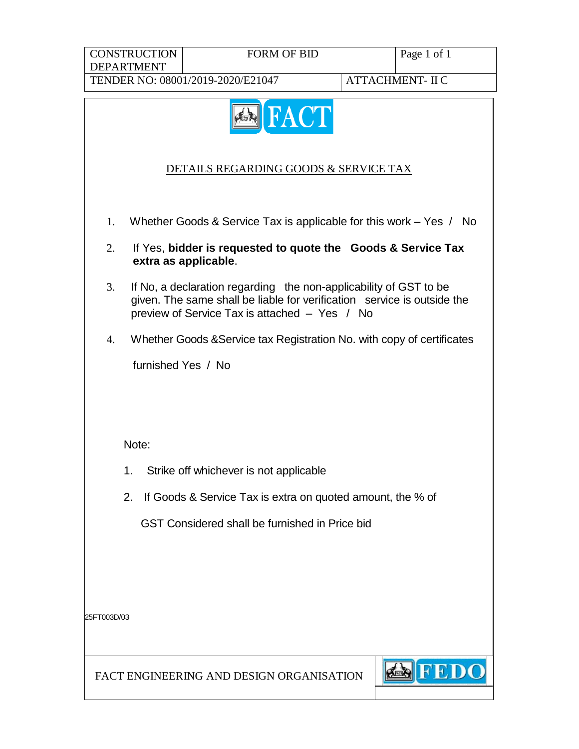| CONSTRUCTION DEPARTMENT | FORM OF BID | Page 1 of 1 |
| --- | --- | --- |
| TENDER NO: 08001/2019-2020/E21047 | | ATTACHMENT- II C |

FACT

## DETAILS REGARDING GOODS & SERVICE TAX

1. Whether Goods & Service Tax is applicable for this work – Yes / No
2. If Yes, **bidder is requested to quote the Goods & Service Tax extra as applicable**.
3. If No, a declaration regarding the non-applicability of GST to be given. The same shall be liable for verification service is outside the preview of Service Tax is attached – Yes / No
4. Whether Goods &Service tax Registration No. with copy of certificates furnished Yes / No

Note:

1. Strike off whichever is not applicable
2. If Goods & Service Tax is extra on quoted amount, the % of GST Considered shall be furnished in Price bid

25FT003D/03

FACT ENGINEERING AND DESIGN ORGANISATION

FEDO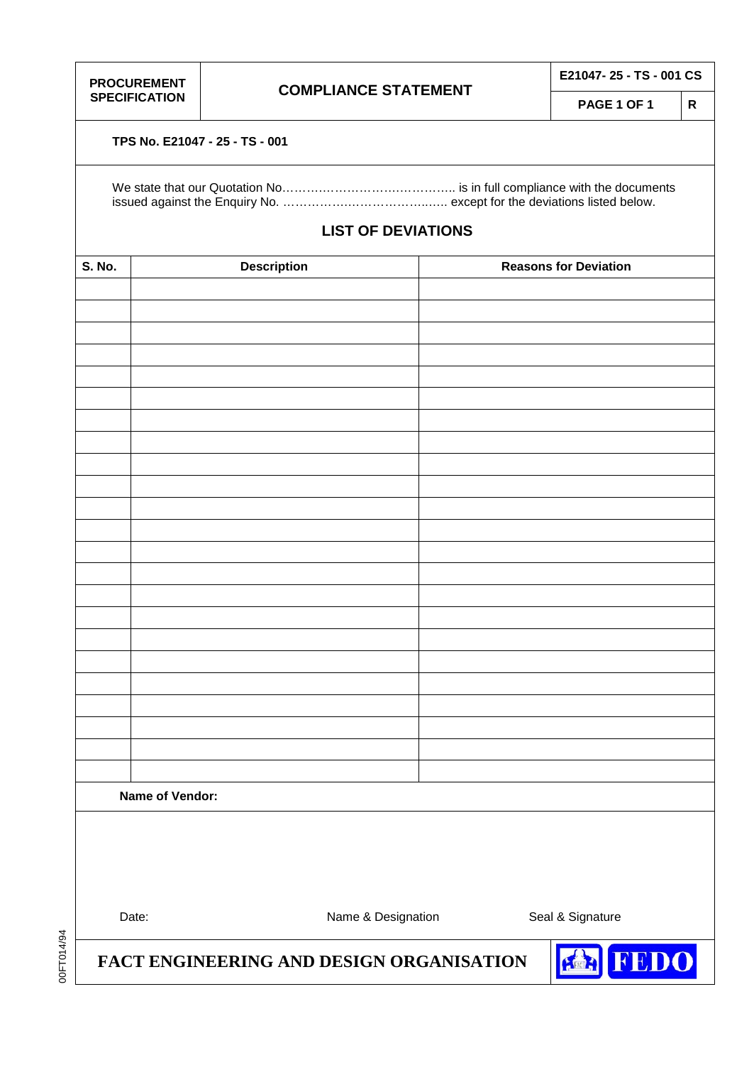| PROCUREMENT SPECIFICATION | COMPLIANCE STATEMENT | E21047- 25 - TS - 001 CS | |
|---|---|---|---|
| | | PAGE 1 OF 1 | R |

**TPS No. E21047 - 25 - TS - 001**

We state that our Quotation No…………………………………….. is in full compliance with the documents issued against the Enquiry No. ……………..………………..….. except for the deviations listed below.

## LIST OF DEVIATIONS

| S. No. | Description | Reasons for Deviation |
|---|---|---|
| | | |
| | | |
| | | |
| | | |
| | | |
| | | |
| | | |
| | | |
| | | |
| | | |
| | | |
| | | |
| | | |
| | | |
| | | |
| | | |
| | | |
| | | |
| | | |
| | | |
| | | |
| | | |
| | | |

**Name of Vendor:**

Date: &nbsp;&nbsp;&nbsp;&nbsp; Name & Designation &nbsp;&nbsp;&nbsp;&nbsp; Seal & Signature

**FACT ENGINEERING AND DESIGN ORGANISATION** **FEDO**

00FT014/94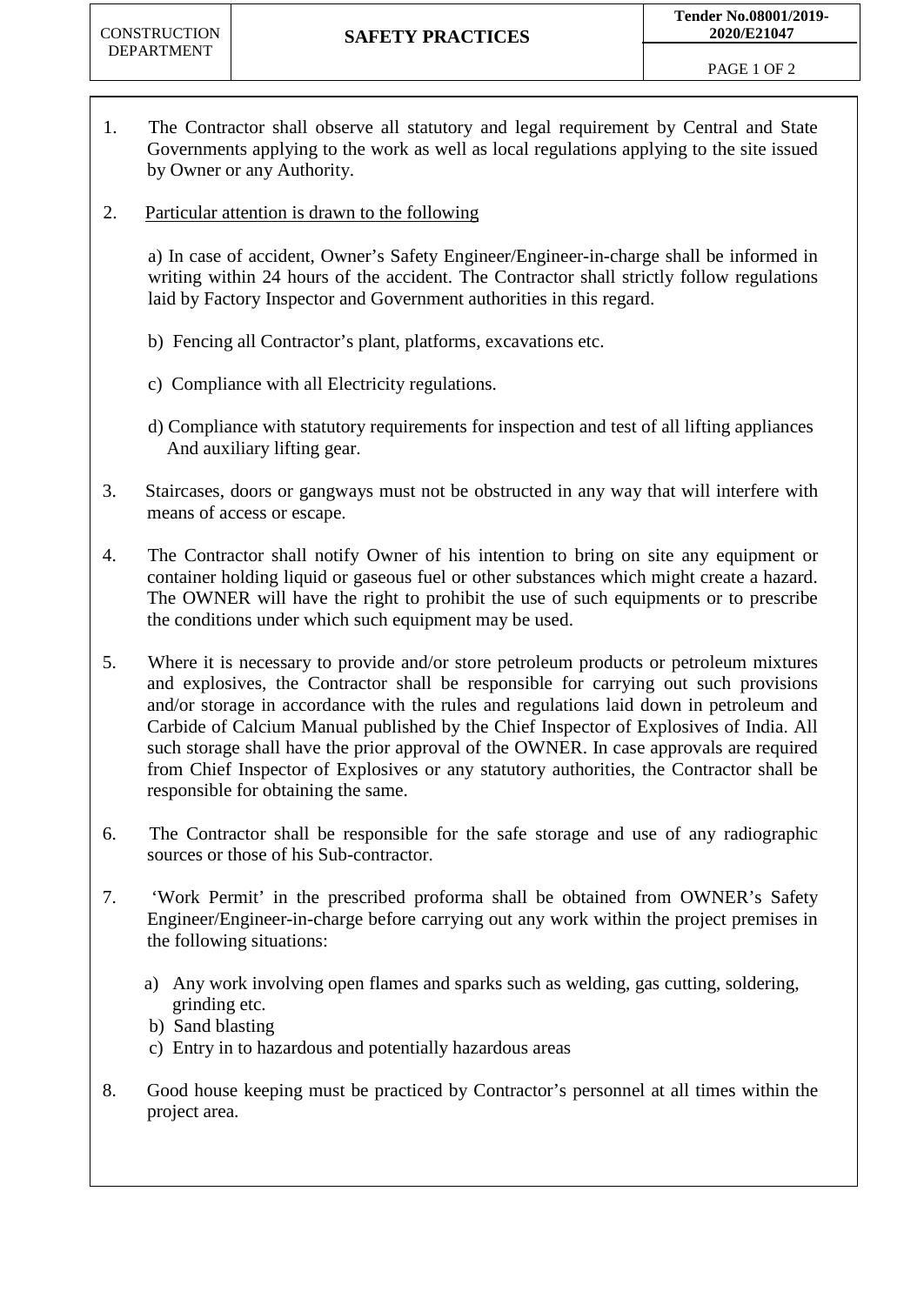# SAFETY PRACTICES

1. The Contractor shall observe all statutory and legal requirement by Central and State Governments applying to the work as well as local regulations applying to the site issued by Owner or any Authority.

2. Particular attention is drawn to the following

   a) In case of accident, Owner's Safety Engineer/Engineer-in-charge shall be informed in writing within 24 hours of the accident. The Contractor shall strictly follow regulations laid by Factory Inspector and Government authorities in this regard.

   b) Fencing all Contractor's plant, platforms, excavations etc.

   c) Compliance with all Electricity regulations.

   d) Compliance with statutory requirements for inspection and test of all lifting appliances And auxiliary lifting gear.

3. Staircases, doors or gangways must not be obstructed in any way that will interfere with means of access or escape.

4. The Contractor shall notify Owner of his intention to bring on site any equipment or container holding liquid or gaseous fuel or other substances which might create a hazard. The OWNER will have the right to prohibit the use of such equipments or to prescribe the conditions under which such equipment may be used.

5. Where it is necessary to provide and/or store petroleum products or petroleum mixtures and explosives, the Contractor shall be responsible for carrying out such provisions and/or storage in accordance with the rules and regulations laid down in petroleum and Carbide of Calcium Manual published by the Chief Inspector of Explosives of India. All such storage shall have the prior approval of the OWNER. In case approvals are required from Chief Inspector of Explosives or any statutory authorities, the Contractor shall be responsible for obtaining the same.

6. The Contractor shall be responsible for the safe storage and use of any radiographic sources or those of his Sub-contractor.

7. 'Work Permit' in the prescribed proforma shall be obtained from OWNER's Safety Engineer/Engineer-in-charge before carrying out any work within the project premises in the following situations:

   a) Any work involving open flames and sparks such as welding, gas cutting, soldering, grinding etc.
   b) Sand blasting
   c) Entry in to hazardous and potentially hazardous areas

8. Good house keeping must be practiced by Contractor's personnel at all times within the project area.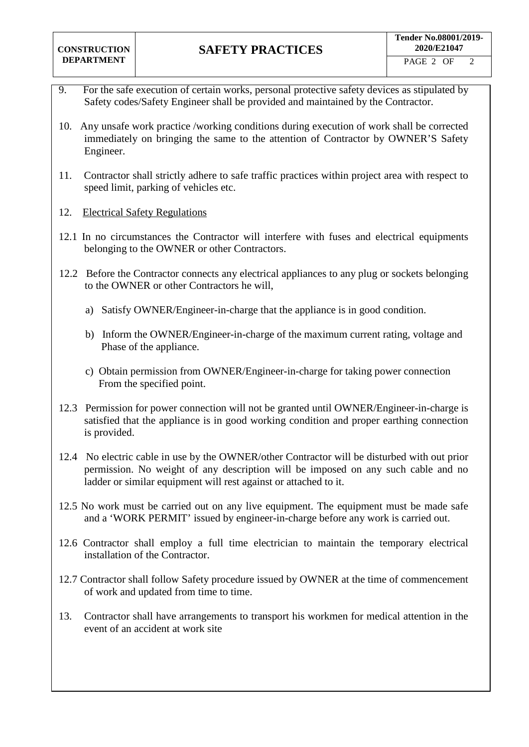9. For the safe execution of certain works, personal protective safety devices as stipulated by Safety codes/Safety Engineer shall be provided and maintained by the Contractor.

10. Any unsafe work practice /working conditions during execution of work shall be corrected immediately on bringing the same to the attention of Contractor by OWNER'S Safety Engineer.

11. Contractor shall strictly adhere to safe traffic practices within project area with respect to speed limit, parking of vehicles etc.

12. Electrical Safety Regulations

12.1 In no circumstances the Contractor will interfere with fuses and electrical equipments belonging to the OWNER or other Contractors.

12.2 Before the Contractor connects any electrical appliances to any plug or sockets belonging to the OWNER or other Contractors he will,

a) Satisfy OWNER/Engineer-in-charge that the appliance is in good condition.

b) Inform the OWNER/Engineer-in-charge of the maximum current rating, voltage and Phase of the appliance.

c) Obtain permission from OWNER/Engineer-in-charge for taking power connection From the specified point.

12.3 Permission for power connection will not be granted until OWNER/Engineer-in-charge is satisfied that the appliance is in good working condition and proper earthing connection is provided.

12.4 No electric cable in use by the OWNER/other Contractor will be disturbed with out prior permission. No weight of any description will be imposed on any such cable and no ladder or similar equipment will rest against or attached to it.

12.5 No work must be carried out on any live equipment. The equipment must be made safe and a 'WORK PERMIT' issued by engineer-in-charge before any work is carried out.

12.6 Contractor shall employ a full time electrician to maintain the temporary electrical installation of the Contractor.

12.7 Contractor shall follow Safety procedure issued by OWNER at the time of commencement of work and updated from time to time.

13. Contractor shall have arrangements to transport his workmen for medical attention in the event of an accident at work site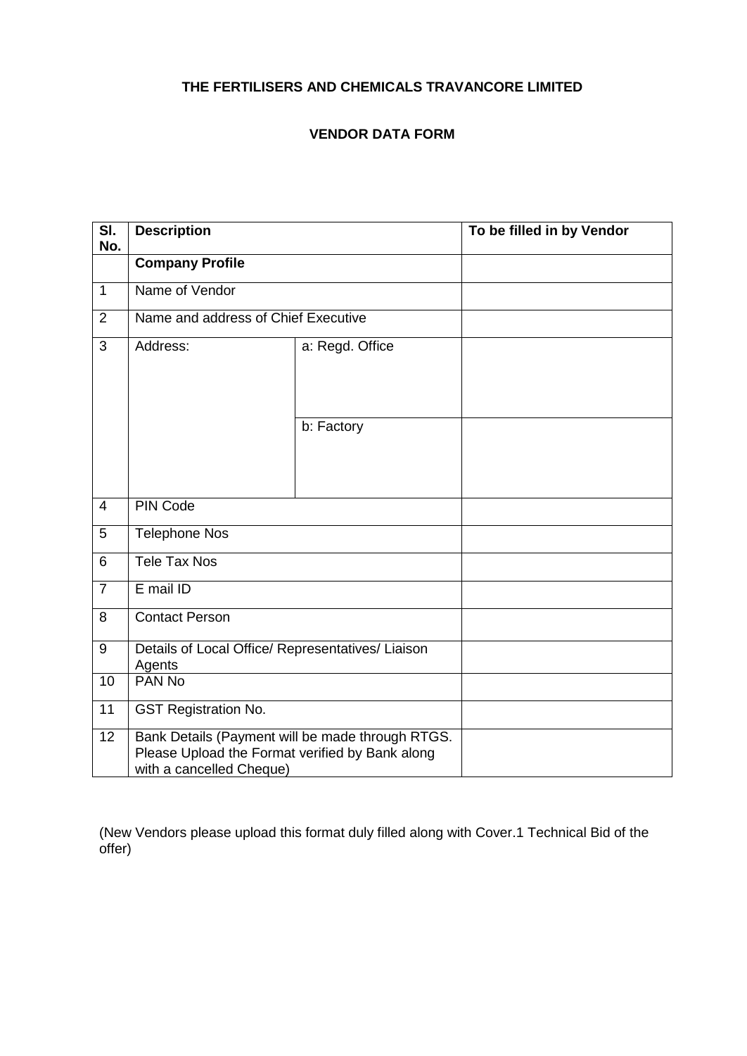**THE FERTILISERS AND CHEMICALS TRAVANCORE LIMITED**

**VENDOR DATA FORM**

| Sl. No. | Description | | To be filled in by Vendor |
|---|---|---|---|
| | **Company Profile** | | |
| 1 | Name of Vendor | | |
| 2 | Name and address of Chief Executive | | |
| 3 | Address: | a: Regd. Office | |
| | | b: Factory | |
| 4 | PIN Code | | |
| 5 | Telephone Nos | | |
| 6 | Tele Tax Nos | | |
| 7 | E mail ID | | |
| 8 | Contact Person | | |
| 9 | Details of Local Office/ Representatives/ Liaison Agents | | |
| 10 | PAN No | | |
| 11 | GST Registration No. | | |
| 12 | Bank Details (Payment will be made through RTGS. Please Upload the Format verified by Bank along with a cancelled Cheque) | | |

(New Vendors please upload this format duly filled along with Cover.1 Technical Bid of the offer)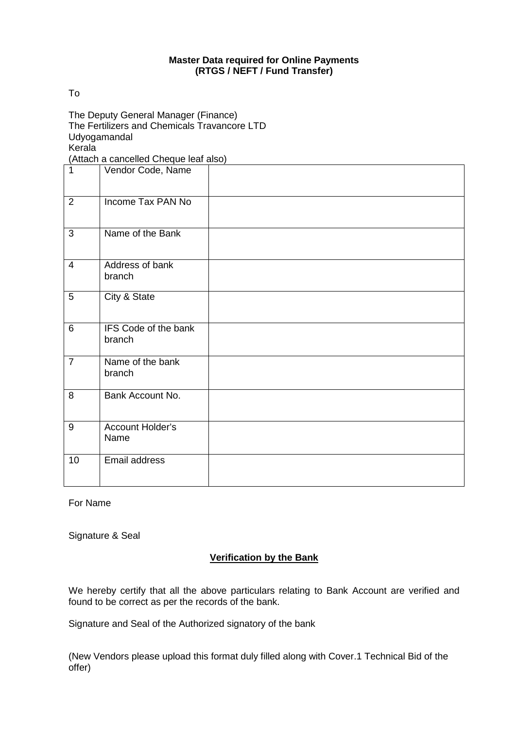**Master Data required for Online Payments**
**(RTGS / NEFT / Fund Transfer)**

To

The Deputy General Manager (Finance)
The Fertilizers and Chemicals Travancore LTD
Udyogamandal
Kerala
(Attach a cancelled Cheque leaf also)

| | | |
|---|---|---|
| 1 | Vendor Code, Name | |
| 2 | Income Tax PAN No | |
| 3 | Name of the Bank | |
| 4 | Address of bank branch | |
| 5 | City & State | |
| 6 | IFS Code of the bank branch | |
| 7 | Name of the bank branch | |
| 8 | Bank Account No. | |
| 9 | Account Holder's Name | |
| 10 | Email address | |

For Name

Signature & Seal

**Verification by the Bank**

We hereby certify that all the above particulars relating to Bank Account are verified and found to be correct as per the records of the bank.

Signature and Seal of the Authorized signatory of the bank

(New Vendors please upload this format duly filled along with Cover.1 Technical Bid of the offer)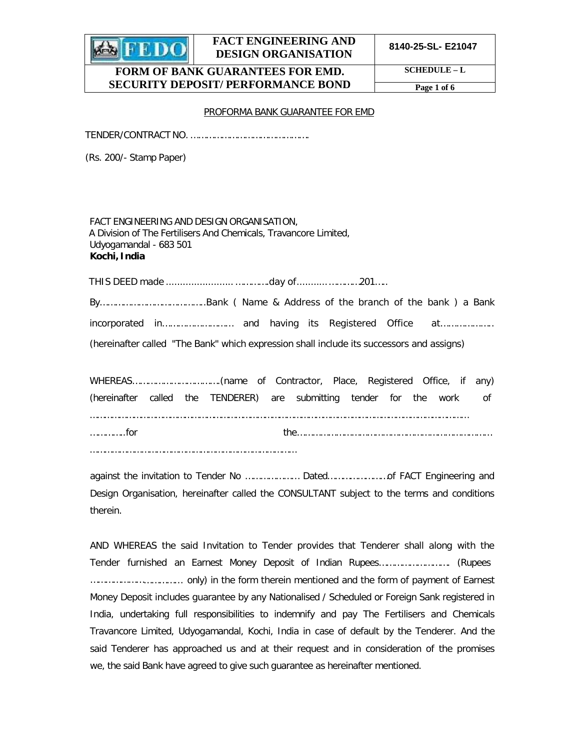PROFORMA BANK GUARANTEE FOR EMD

TENDER/CONTRACT NO. ……………………………………….

(Rs. 200/- Stamp Paper)

FACT ENGINEERING AND DESIGN ORGANISATION,
A Division of The Fertilisers And Chemicals, Travancore Limited,
Udyogamandal - 683 501
**Kochi, India**

THIS DEED made …………………… ………..day of…………………201…..

By…………………………………Bank ( Name & Address of the branch of the bank ) a Bank incorporated in……………………… and having its Registered Office at………………. (hereinafter called "The Bank" which expression shall include its successors and assigns)

WHEREAS……………………………(name of Contractor, Place, Registered Office, if any) (hereinafter called the TENDERER) are submitting tender for the work of ……………………………………………………………………………………………………………………… …………..for the……………………………………………………………… ………………………………………………………………………

against the invitation to Tender No ……………….. Dated………………….of FACT Engineering and Design Organisation, hereinafter called the CONSULTANT subject to the terms and conditions therein.

AND WHEREAS the said Invitation to Tender provides that Tenderer shall along with the Tender furnished an Earnest Money Deposit of Indian Rupees……………………. (Rupees ……………………………… only) in the form therein mentioned and the form of payment of Earnest Money Deposit includes guarantee by any Nationalised / Scheduled or Foreign Sank registered in India, undertaking full responsibilities to indemnify and pay The Fertilisers and Chemicals Travancore Limited, Udyogamandal, Kochi, India in case of default by the Tenderer. And the said Tenderer has approached us and at their request and in consideration of the promises we, the said Bank have agreed to give such guarantee as hereinafter mentioned.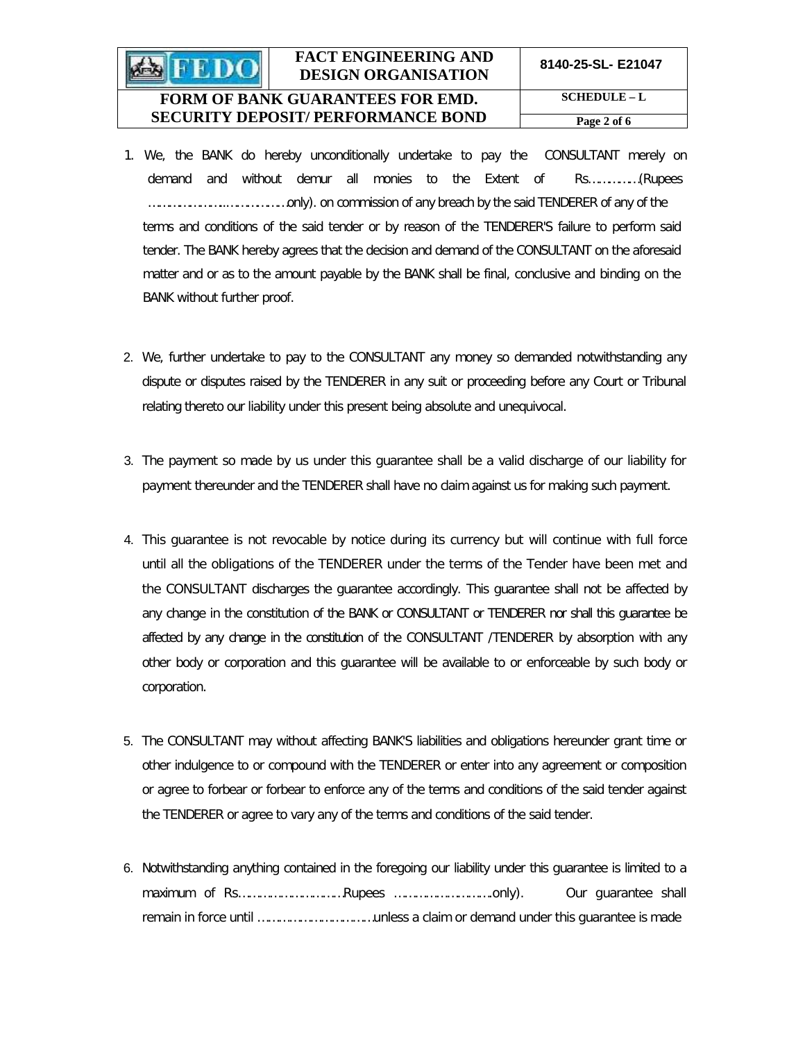1. We, the BANK do hereby unconditionally undertake to pay the CONSULTANT merely on demand and without demur all monies to the Extent of Rs…………(Rupees ……………………………only). on commission of any breach by the said TENDERER of any of the terms and conditions of the said tender or by reason of the TENDERER'S failure to perform said tender. The BANK hereby agrees that the decision and demand of the CONSULTANT on the aforesaid matter and or as to the amount payable by the BANK shall be final, conclusive and binding on the BANK without further proof.

2. We, further undertake to pay to the CONSULTANT any money so demanded notwithstanding any dispute or disputes raised by the TENDERER in any suit or proceeding before any Court or Tribunal relating thereto our liability under this present being absolute and unequivocal.

3. The payment so made by us under this guarantee shall be a valid discharge of our liability for payment thereunder and the TENDERER shall have no claim against us for making such payment.

4. This guarantee is not revocable by notice during its currency but will continue with full force until all the obligations of the TENDERER under the terms of the Tender have been met and the CONSULTANT discharges the guarantee accordingly. This guarantee shall not be affected by any change in the constitution of the BANK or CONSULTANT or TENDERER nor shall this guarantee be affected by any change in the constitution of the CONSULTANT /TENDERER by absorption with any other body or corporation and this guarantee will be available to or enforceable by such body or corporation.

5. The CONSULTANT may without affecting BANK'S liabilities and obligations hereunder grant time or other indulgence to or compound with the TENDERER or enter into any agreement or composition or agree to forbear or forbear to enforce any of the terms and conditions of the said tender against the TENDERER or agree to vary any of the terms and conditions of the said tender.

6. Notwithstanding anything contained in the foregoing our liability under this guarantee is limited to a maximum of Rs……………………………Rupees ……………………………only). Our guarantee shall remain in force until ……………………………unless a claim or demand under this guarantee is made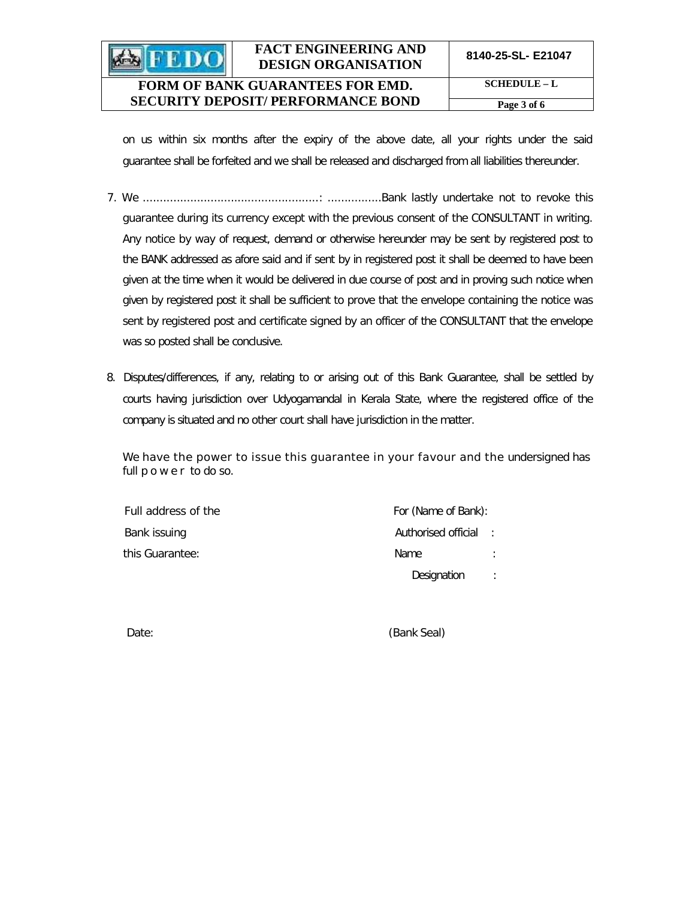on us within six months after the expiry of the above date, all your rights under the said guarantee shall be forfeited and we shall be released and discharged from all liabilities thereunder.

7. We ...................................................: ................Bank lastly undertake not to revoke this guarantee during its currency except with the previous consent of the CONSULTANT in writing. Any notice by way of request, demand or otherwise hereunder may be sent by registered post to the BANK addressed as afore said and if sent by in registered post it shall be deemed to have been given at the time when it would be delivered in due course of post and in proving such notice when given by registered post it shall be sufficient to prove that the envelope containing the notice was sent by registered post and certificate signed by an officer of the CONSULTANT that the envelope was so posted shall be conclusive.

8. Disputes/differences, if any, relating to or arising out of this Bank Guarantee, shall be settled by courts having jurisdiction over Udyogamandal in Kerala State, where the registered office of the company is situated and no other court shall have jurisdiction in the matter.

We have the power to issue this guarantee in your favour and the undersigned has full power to do so.

Full address of the
Bank issuing
this Guarantee:

For (Name of Bank):
Authorised official :
Name :
Designation :

Date:

(Bank Seal)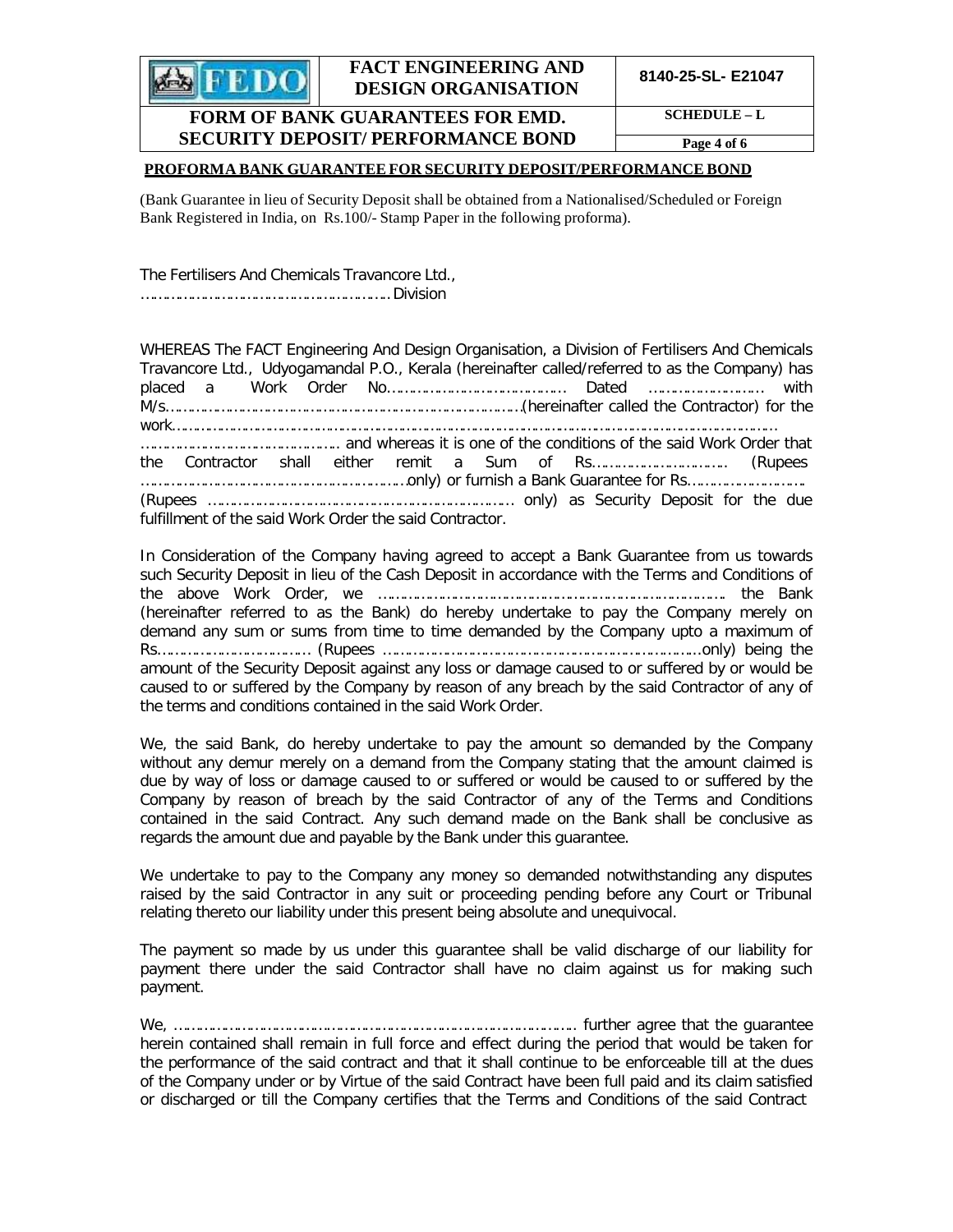**PROFORMA BANK GUARANTEE FOR SECURITY DEPOSIT/PERFORMANCE BOND**

(Bank Guarantee in lieu of Security Deposit shall be obtained from a Nationalised/Scheduled or Foreign Bank Registered in India, on Rs.100/- Stamp Paper in the following proforma).

The Fertilisers And Chemicals Travancore Ltd.,
……………………………………………… Division

WHEREAS The FACT Engineering And Design Organisation, a Division of Fertilisers And Chemicals Travancore Ltd., Udyogamandal P.O., Kerala (hereinafter called/referred to as the Company) has placed a Work Order No………………………………… Dated ……………………… with M/s…………………………………………………………………………(hereinafter called the Contractor) for the work……………………………………………………………………………………………………………………… ……………………………………… and whereas it is one of the conditions of the said Work Order that the Contractor shall either remit a Sum of Rs…………………………. (Rupees ……………………………………………………only) or furnish a Bank Guarantee for Rs……………………… (Rupees ……………………………………………………………… only) as Security Deposit for the due fulfillment of the said Work Order the said Contractor.

In Consideration of the Company having agreed to accept a Bank Guarantee from us towards such Security Deposit in lieu of the Cash Deposit in accordance with the Terms and Conditions of the above Work Order, we ………………………………………………………………………… the Bank (hereinafter referred to as the Bank) do hereby undertake to pay the Company merely on demand any sum or sums from time to time demanded by the Company upto a maximum of Rs……………………………… (Rupees ……………………………………………………………………only) being the amount of the Security Deposit against any loss or damage caused to or suffered by or would be caused to or suffered by the Company by reason of any breach by the said Contractor of any of the terms and conditions contained in the said Work Order.

We, the said Bank, do hereby undertake to pay the amount so demanded by the Company without any demur merely on a demand from the Company stating that the amount claimed is due by way of loss or damage caused to or suffered or would be caused to or suffered by the Company by reason of breach by the said Contractor of any of the Terms and Conditions contained in the said Contract. Any such demand made on the Bank shall be conclusive as regards the amount due and payable by the Bank under this guarantee.

We undertake to pay to the Company any money so demanded notwithstanding any disputes raised by the said Contractor in any suit or proceeding pending before any Court or Tribunal relating thereto our liability under this present being absolute and unequivocal.

The payment so made by us under this guarantee shall be valid discharge of our liability for payment there under the said Contractor shall have no claim against us for making such payment.

We, ………………………………………………………………………………… further agree that the guarantee herein contained shall remain in full force and effect during the period that would be taken for the performance of the said contract and that it shall continue to be enforceable till at the dues of the Company under or by Virtue of the said Contract have been full paid and its claim satisfied or discharged or till the Company certifies that the Terms and Conditions of the said Contract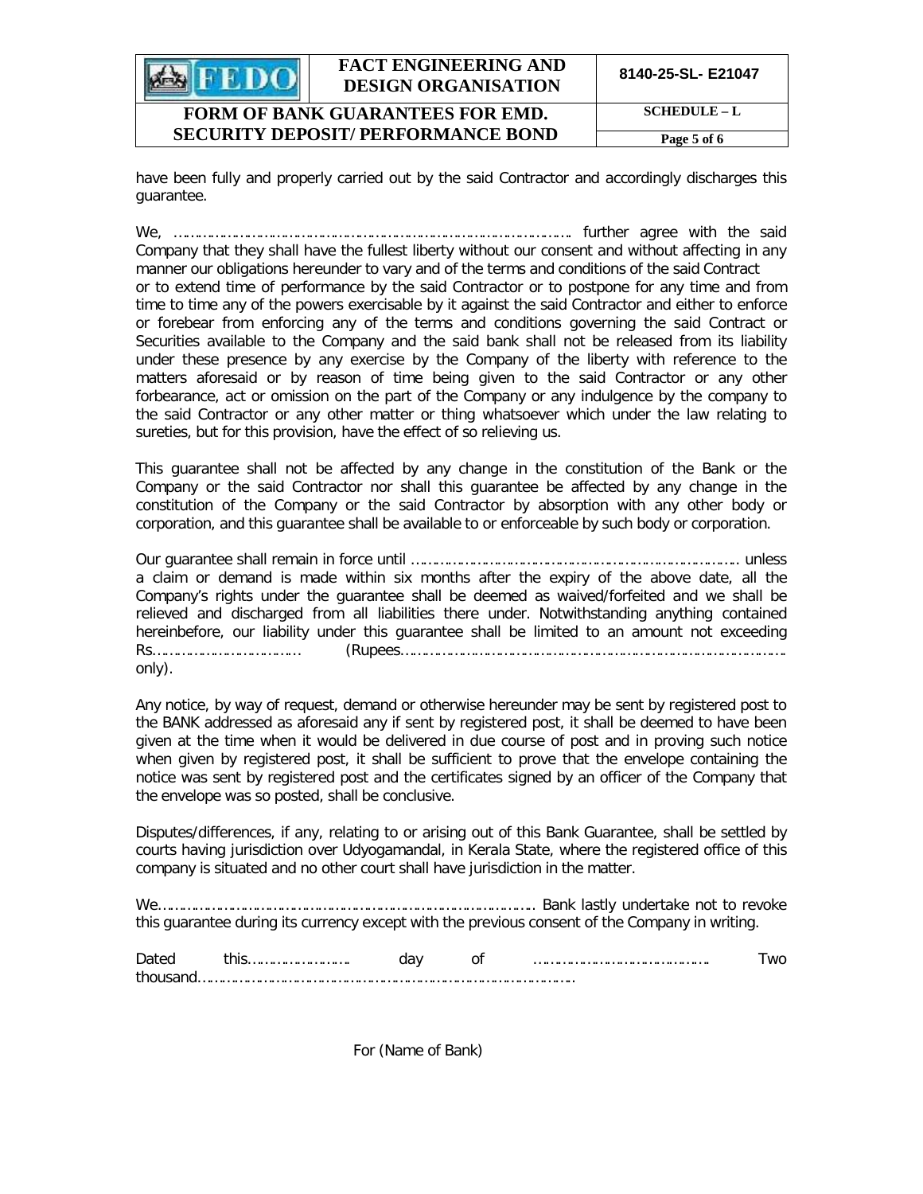have been fully and properly carried out by the said Contractor and accordingly discharges this guarantee.

We, ………………………………………………………………………………… further agree with the said Company that they shall have the fullest liberty without our consent and without affecting in any manner our obligations hereunder to vary and of the terms and conditions of the said Contract or to extend time of performance by the said Contractor or to postpone for any time and from time to time any of the powers exercisable by it against the said Contractor and either to enforce or forebear from enforcing any of the terms and conditions governing the said Contract or Securities available to the Company and the said bank shall not be released from its liability under these presence by any exercise by the Company of the liberty with reference to the matters aforesaid or by reason of time being given to the said Contractor or any other forbearance, act or omission on the part of the Company or any indulgence by the company to the said Contractor or any other matter or thing whatsoever which under the law relating to sureties, but for this provision, have the effect of so relieving us.

This guarantee shall not be affected by any change in the constitution of the Bank or the Company or the said Contractor nor shall this guarantee be affected by any change in the constitution of the Company or the said Contractor by absorption with any other body or corporation, and this guarantee shall be available to or enforceable by such body or corporation.

Our guarantee shall remain in force until ……………………………………………………………… unless a claim or demand is made within six months after the expiry of the above date, all the Company's rights under the guarantee shall be deemed as waived/forfeited and we shall be relieved and discharged from all liabilities there under. Notwithstanding anything contained hereinbefore, our liability under this guarantee shall be limited to an amount not exceeding Rs……………………………. (Rupees……………………………………………………………………………. only).

Any notice, by way of request, demand or otherwise hereunder may be sent by registered post to the BANK addressed as aforesaid any if sent by registered post, it shall be deemed to have been given at the time when it would be delivered in due course of post and in proving such notice when given by registered post, it shall be sufficient to prove that the envelope containing the notice was sent by registered post and the certificates signed by an officer of the Company that the envelope was so posted, shall be conclusive.

Disputes/differences, if any, relating to or arising out of this Bank Guarantee, shall be settled by courts having jurisdiction over Udyogamandal, in Kerala State, where the registered office of this company is situated and no other court shall have jurisdiction in the matter.

We…………………………………………………………………………… Bank lastly undertake not to revoke this guarantee during its currency except with the previous consent of the Company in writing.

Dated this……………………. day of ………………………………… Two thousand……………………………………………………………………………

For (Name of Bank)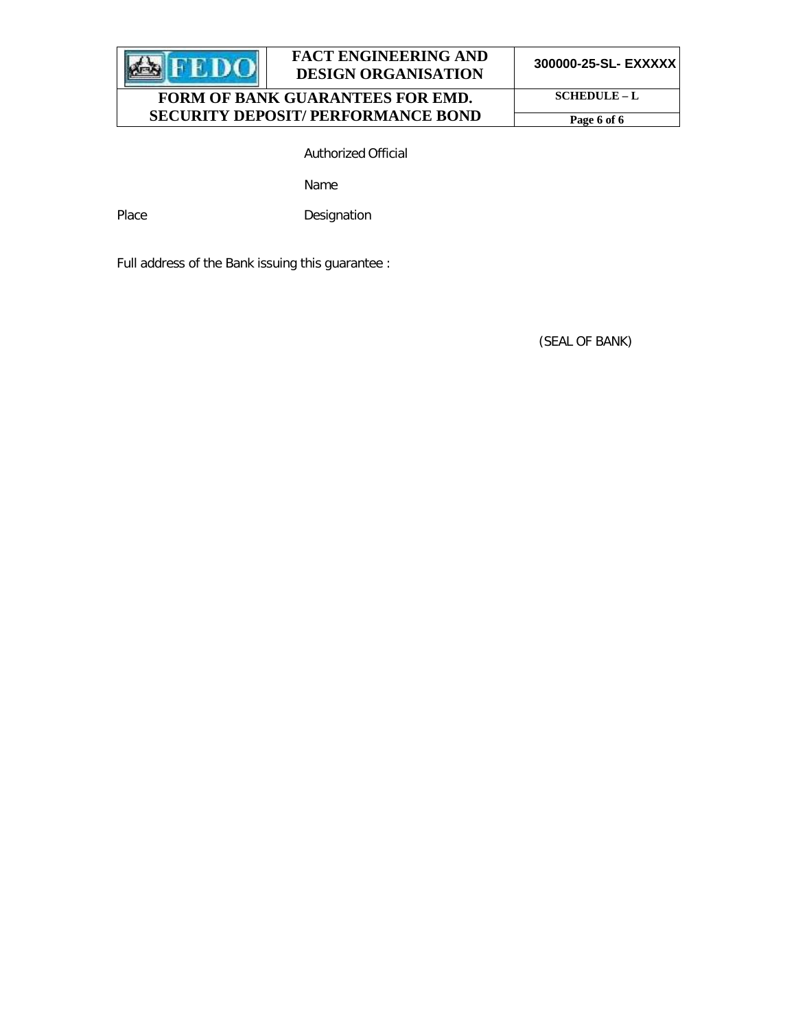Authorized Official

Name

Place Designation

Full address of the Bank issuing this guarantee :

(SEAL OF BANK)